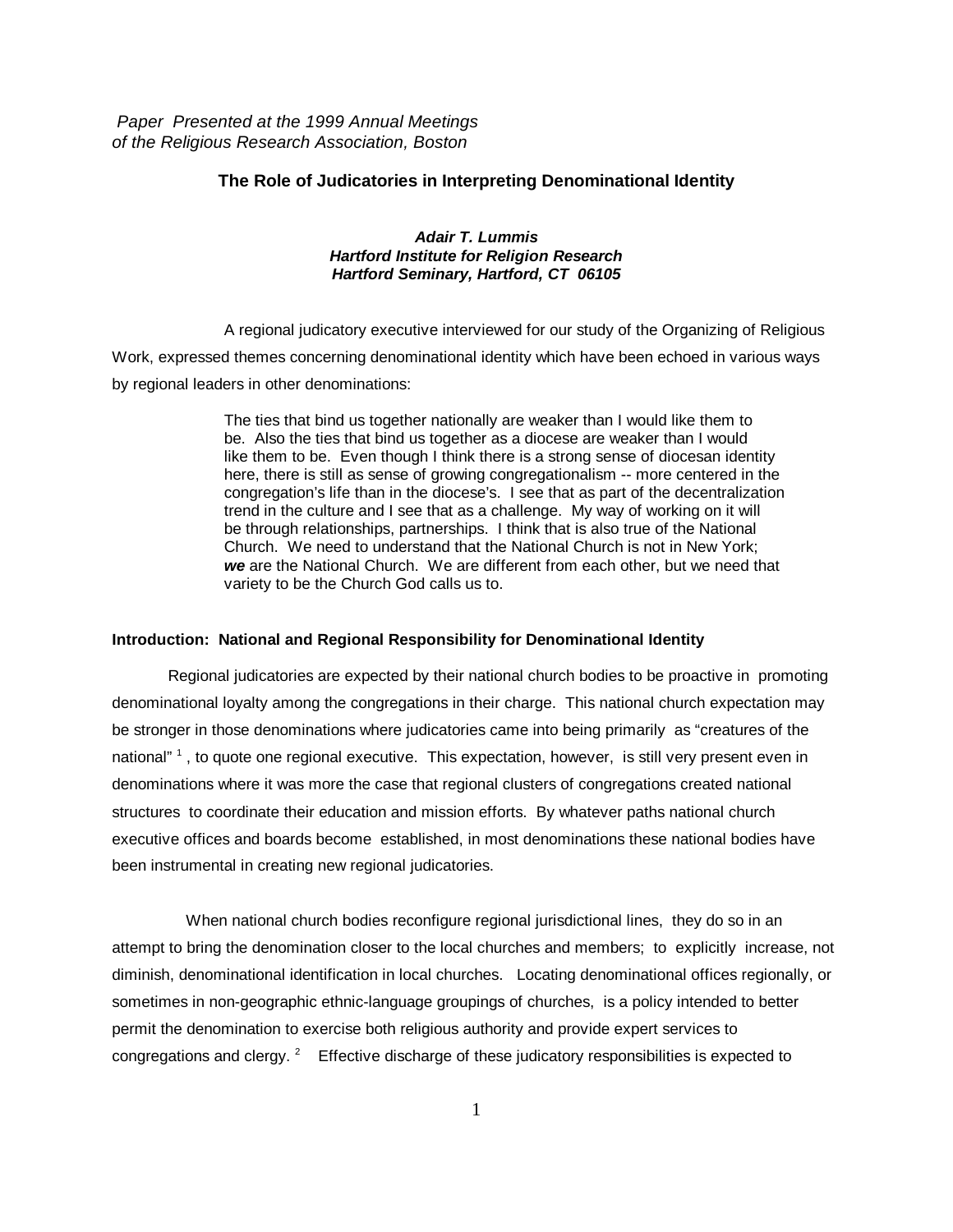*Paper Presented at the 1999 Annual Meetings of the Religious Research Association, Boston*

# The Role of Judicatories in Interpreting Denominational Identity

***Adair T. Lummis***
***Hartford Institute for Religion Research***
***Hartford Seminary, Hartford, CT 06105***

A regional judicatory executive interviewed for our study of the Organizing of Religious Work, expressed themes concerning denominational identity which have been echoed in various ways by regional leaders in other denominations:

> The ties that bind us together nationally are weaker than I would like them to be. Also the ties that bind us together as a diocese are weaker than I would like them to be. Even though I think there is a strong sense of diocesan identity here, there is still as sense of growing congregationalism -- more centered in the congregation's life than in the diocese's. I see that as part of the decentralization trend in the culture and I see that as a challenge. My way of working on it will be through relationships, partnerships. I think that is also true of the National Church. We need to understand that the National Church is not in New York; ***we*** are the National Church. We are different from each other, but we need that variety to be the Church God calls us to.

## Introduction: National and Regional Responsibility for Denominational Identity

Regional judicatories are expected by their national church bodies to be proactive in promoting denominational loyalty among the congregations in their charge. This national church expectation may be stronger in those denominations where judicatories came into being primarily as "creatures of the national" [1], to quote one regional executive. This expectation, however, is still very present even in denominations where it was more the case that regional clusters of congregations created national structures to coordinate their education and mission efforts. By whatever paths national church executive offices and boards become established, in most denominations these national bodies have been instrumental in creating new regional judicatories.

When national church bodies reconfigure regional jurisdictional lines, they do so in an attempt to bring the denomination closer to the local churches and members; to explicitly increase, not diminish, denominational identification in local churches. Locating denominational offices regionally, or sometimes in non-geographic ethnic-language groupings of churches, is a policy intended to better permit the denomination to exercise both religious authority and provide expert services to congregations and clergy. [2] Effective discharge of these judicatory responsibilities is expected to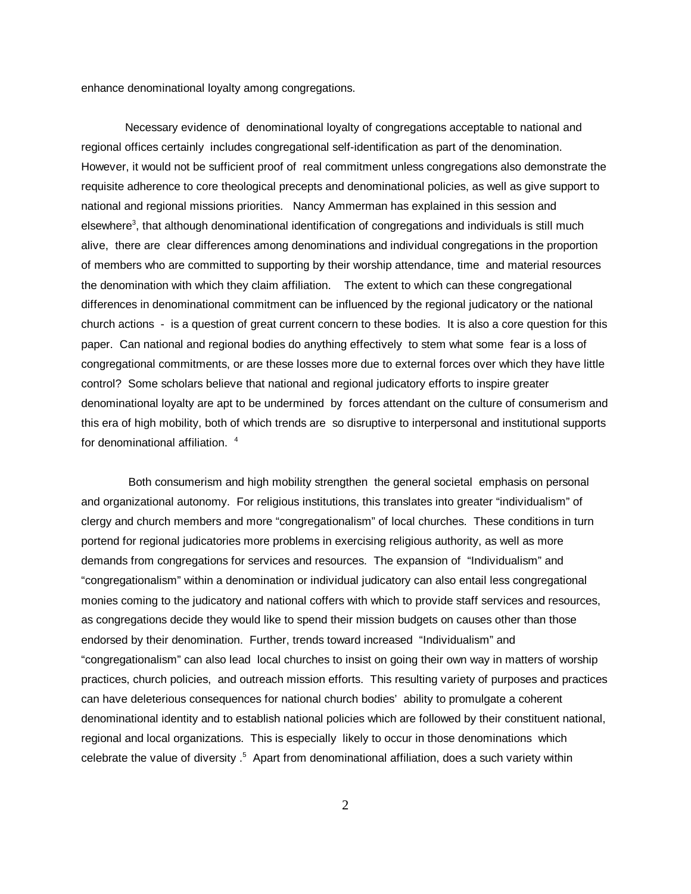enhance denominational loyalty among congregations.

Necessary evidence of denominational loyalty of congregations acceptable to national and regional offices certainly includes congregational self-identification as part of the denomination. However, it would not be sufficient proof of real commitment unless congregations also demonstrate the requisite adherence to core theological precepts and denominational policies, as well as give support to national and regional missions priorities. Nancy Ammerman has explained in this session and elsewhere[3], that although denominational identification of congregations and individuals is still much alive, there are clear differences among denominations and individual congregations in the proportion of members who are committed to supporting by their worship attendance, time and material resources the denomination with which they claim affiliation. The extent to which can these congregational differences in denominational commitment can be influenced by the regional judicatory or the national church actions - is a question of great current concern to these bodies. It is also a core question for this paper. Can national and regional bodies do anything effectively to stem what some fear is a loss of congregational commitments, or are these losses more due to external forces over which they have little control? Some scholars believe that national and regional judicatory efforts to inspire greater denominational loyalty are apt to be undermined by forces attendant on the culture of consumerism and this era of high mobility, both of which trends are so disruptive to interpersonal and institutional supports for denominational affiliation. [4]

Both consumerism and high mobility strengthen the general societal emphasis on personal and organizational autonomy. For religious institutions, this translates into greater "individualism" of clergy and church members and more "congregationalism" of local churches. These conditions in turn portend for regional judicatories more problems in exercising religious authority, as well as more demands from congregations for services and resources. The expansion of "Individualism" and "congregationalism" within a denomination or individual judicatory can also entail less congregational monies coming to the judicatory and national coffers with which to provide staff services and resources, as congregations decide they would like to spend their mission budgets on causes other than those endorsed by their denomination. Further, trends toward increased "Individualism" and "congregationalism" can also lead local churches to insist on going their own way in matters of worship practices, church policies, and outreach mission efforts. This resulting variety of purposes and practices can have deleterious consequences for national church bodies' ability to promulgate a coherent denominational identity and to establish national policies which are followed by their constituent national, regional and local organizations. This is especially likely to occur in those denominations which celebrate the value of diversity .[5] Apart from denominational affiliation, does a such variety within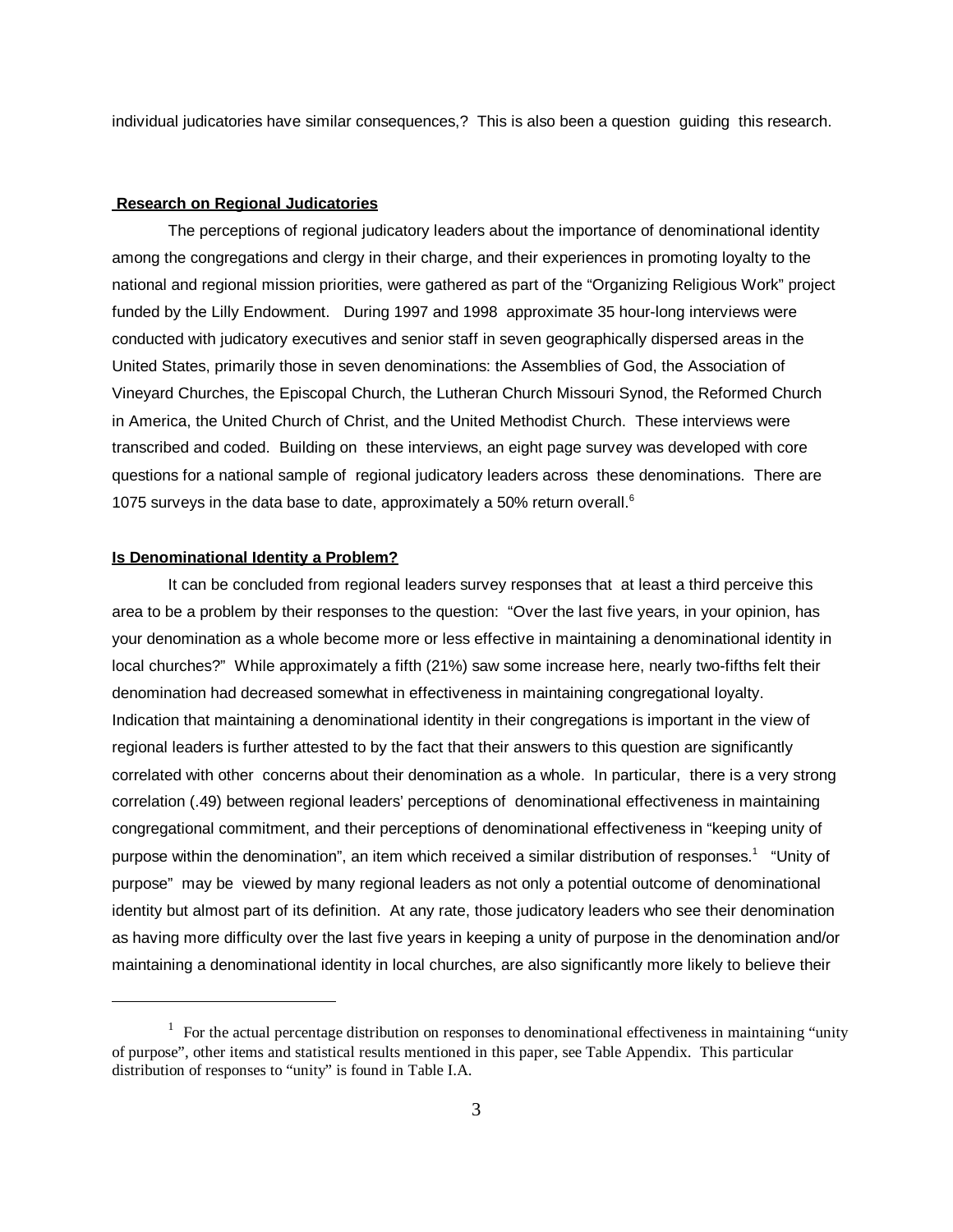individual judicatories have similar consequences,? This is also been a question guiding this research.

**Research on Regional Judicatories**

The perceptions of regional judicatory leaders about the importance of denominational identity among the congregations and clergy in their charge, and their experiences in promoting loyalty to the national and regional mission priorities, were gathered as part of the "Organizing Religious Work" project funded by the Lilly Endowment. During 1997 and 1998 approximate 35 hour-long interviews were conducted with judicatory executives and senior staff in seven geographically dispersed areas in the United States, primarily those in seven denominations: the Assemblies of God, the Association of Vineyard Churches, the Episcopal Church, the Lutheran Church Missouri Synod, the Reformed Church in America, the United Church of Christ, and the United Methodist Church. These interviews were transcribed and coded. Building on these interviews, an eight page survey was developed with core questions for a national sample of regional judicatory leaders across these denominations. There are 1075 surveys in the data base to date, approximately a 50% return overall.[6]

**Is Denominational Identity a Problem?**

It can be concluded from regional leaders survey responses that at least a third perceive this area to be a problem by their responses to the question: "Over the last five years, in your opinion, has your denomination as a whole become more or less effective in maintaining a denominational identity in local churches?" While approximately a fifth (21%) saw some increase here, nearly two-fifths felt their denomination had decreased somewhat in effectiveness in maintaining congregational loyalty. Indication that maintaining a denominational identity in their congregations is important in the view of regional leaders is further attested to by the fact that their answers to this question are significantly correlated with other concerns about their denomination as a whole. In particular, there is a very strong correlation (.49) between regional leaders' perceptions of denominational effectiveness in maintaining congregational commitment, and their perceptions of denominational effectiveness in "keeping unity of purpose within the denomination", an item which received a similar distribution of responses.[1] "Unity of purpose" may be viewed by many regional leaders as not only a potential outcome of denominational identity but almost part of its definition. At any rate, those judicatory leaders who see their denomination as having more difficulty over the last five years in keeping a unity of purpose in the denomination and/or maintaining a denominational identity in local churches, are also significantly more likely to believe their

---

[1] For the actual percentage distribution on responses to denominational effectiveness in maintaining "unity of purpose", other items and statistical results mentioned in this paper, see Table Appendix. This particular distribution of responses to "unity" is found in Table I.A.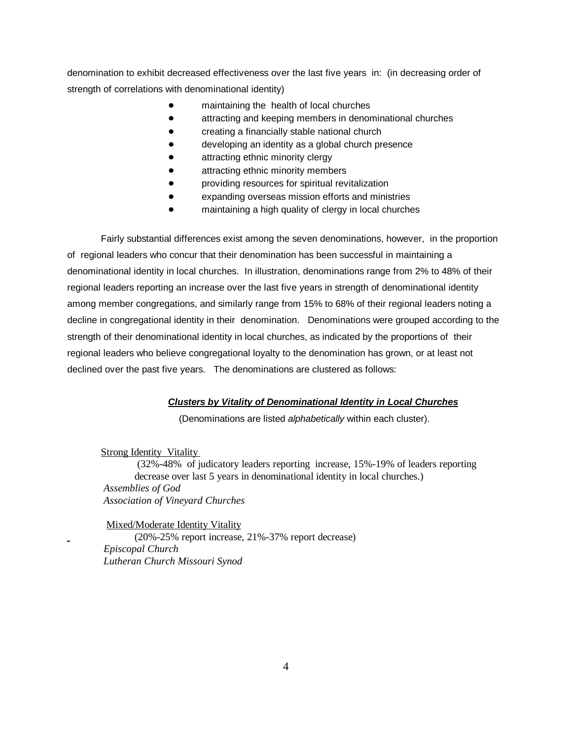denomination to exhibit decreased effectiveness over the last five years in: (in decreasing order of strength of correlations with denominational identity)

- maintaining the health of local churches
- attracting and keeping members in denominational churches
- creating a financially stable national church
- developing an identity as a global church presence
- attracting ethnic minority clergy
- attracting ethnic minority members
- providing resources for spiritual revitalization
- expanding overseas mission efforts and ministries
- maintaining a high quality of clergy in local churches

Fairly substantial differences exist among the seven denominations, however, in the proportion of regional leaders who concur that their denomination has been successful in maintaining a denominational identity in local churches. In illustration, denominations range from 2% to 48% of their regional leaders reporting an increase over the last five years in strength of denominational identity among member congregations, and similarly range from 15% to 68% of their regional leaders noting a decline in congregational identity in their denomination. Denominations were grouped according to the strength of their denominational identity in local churches, as indicated by the proportions of their regional leaders who believe congregational loyalty to the denomination has grown, or at least not declined over the past five years. The denominations are clustered as follows:

***Clusters by Vitality of Denominational Identity in Local Churches***

(Denominations are listed *alphabetically* within each cluster).

Strong Identity Vitality

(32%-48% of judicatory leaders reporting increase, 15%-19% of leaders reporting decrease over last 5 years in denominational identity in local churches.)

*Assemblies of God*

*Association of Vineyard Churches*

Mixed/Moderate Identity Vitality

(20%-25% report increase, 21%-37% report decrease)

*Episcopal Church*

*Lutheran Church Missouri Synod*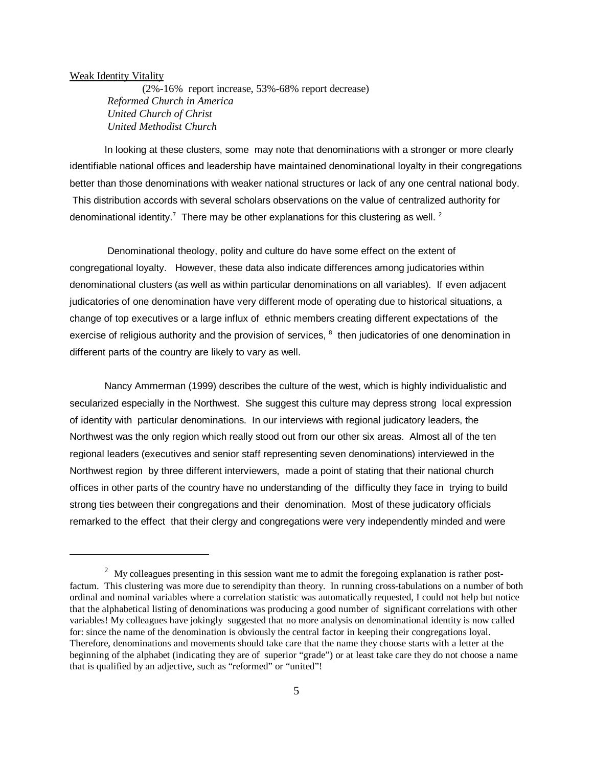Weak Identity Vitality

(2%-16% report increase, 53%-68% report decrease)

*Reformed Church in America*
*United Church of Christ*
*United Methodist Church*

In looking at these clusters, some may note that denominations with a stronger or more clearly identifiable national offices and leadership have maintained denominational loyalty in their congregations better than those denominations with weaker national structures or lack of any one central national body. This distribution accords with several scholars observations on the value of centralized authority for denominational identity.[7] There may be other explanations for this clustering as well. [2]

Denominational theology, polity and culture do have some effect on the extent of congregational loyalty. However, these data also indicate differences among judicatories within denominational clusters (as well as within particular denominations on all variables). If even adjacent judicatories of one denomination have very different mode of operating due to historical situations, a change of top executives or a large influx of ethnic members creating different expectations of the exercise of religious authority and the provision of services, [8] then judicatories of one denomination in different parts of the country are likely to vary as well.

Nancy Ammerman (1999) describes the culture of the west, which is highly individualistic and secularized especially in the Northwest. She suggest this culture may depress strong local expression of identity with particular denominations. In our interviews with regional judicatory leaders, the Northwest was the only region which really stood out from our other six areas. Almost all of the ten regional leaders (executives and senior staff representing seven denominations) interviewed in the Northwest region by three different interviewers, made a point of stating that their national church offices in other parts of the country have no understanding of the difficulty they face in trying to build strong ties between their congregations and their denomination. Most of these judicatory officials remarked to the effect that their clergy and congregations were very independently minded and were

---

[2] My colleagues presenting in this session want me to admit the foregoing explanation is rather post-factum. This clustering was more due to serendipity than theory. In running cross-tabulations on a number of both ordinal and nominal variables where a correlation statistic was automatically requested, I could not help but notice that the alphabetical listing of denominations was producing a good number of significant correlations with other variables! My colleagues have jokingly suggested that no more analysis on denominational identity is now called for: since the name of the denomination is obviously the central factor in keeping their congregations loyal. Therefore, denominations and movements should take care that the name they choose starts with a letter at the beginning of the alphabet (indicating they are of superior "grade") or at least take care they do not choose a name that is qualified by an adjective, such as "reformed" or "united"!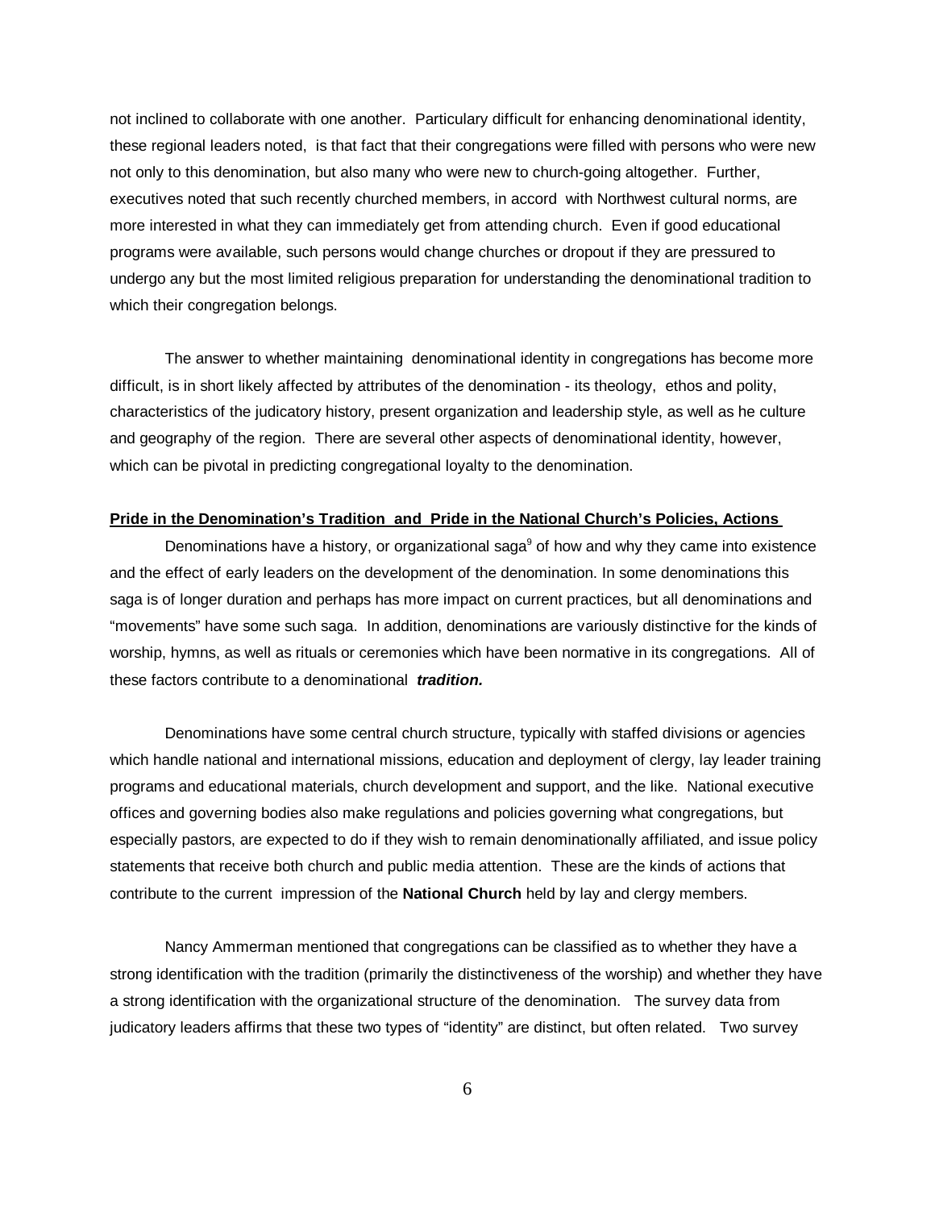not inclined to collaborate with one another. Particulary difficult for enhancing denominational identity, these regional leaders noted, is that fact that their congregations were filled with persons who were new not only to this denomination, but also many who were new to church-going altogether. Further, executives noted that such recently churched members, in accord with Northwest cultural norms, are more interested in what they can immediately get from attending church. Even if good educational programs were available, such persons would change churches or dropout if they are pressured to undergo any but the most limited religious preparation for understanding the denominational tradition to which their congregation belongs.

The answer to whether maintaining denominational identity in congregations has become more difficult, is in short likely affected by attributes of the denomination - its theology, ethos and polity, characteristics of the judicatory history, present organization and leadership style, as well as he culture and geography of the region. There are several other aspects of denominational identity, however, which can be pivotal in predicting congregational loyalty to the denomination.

**Pride in the Denomination's Tradition and Pride in the National Church's Policies, Actions**

Denominations have a history, or organizational saga[9] of how and why they came into existence and the effect of early leaders on the development of the denomination. In some denominations this saga is of longer duration and perhaps has more impact on current practices, but all denominations and "movements" have some such saga. In addition, denominations are variously distinctive for the kinds of worship, hymns, as well as rituals or ceremonies which have been normative in its congregations. All of these factors contribute to a denominational ***tradition.***

Denominations have some central church structure, typically with staffed divisions or agencies which handle national and international missions, education and deployment of clergy, lay leader training programs and educational materials, church development and support, and the like. National executive offices and governing bodies also make regulations and policies governing what congregations, but especially pastors, are expected to do if they wish to remain denominationally affiliated, and issue policy statements that receive both church and public media attention. These are the kinds of actions that contribute to the current impression of the **National Church** held by lay and clergy members.

Nancy Ammerman mentioned that congregations can be classified as to whether they have a strong identification with the tradition (primarily the distinctiveness of the worship) and whether they have a strong identification with the organizational structure of the denomination. The survey data from judicatory leaders affirms that these two types of "identity" are distinct, but often related. Two survey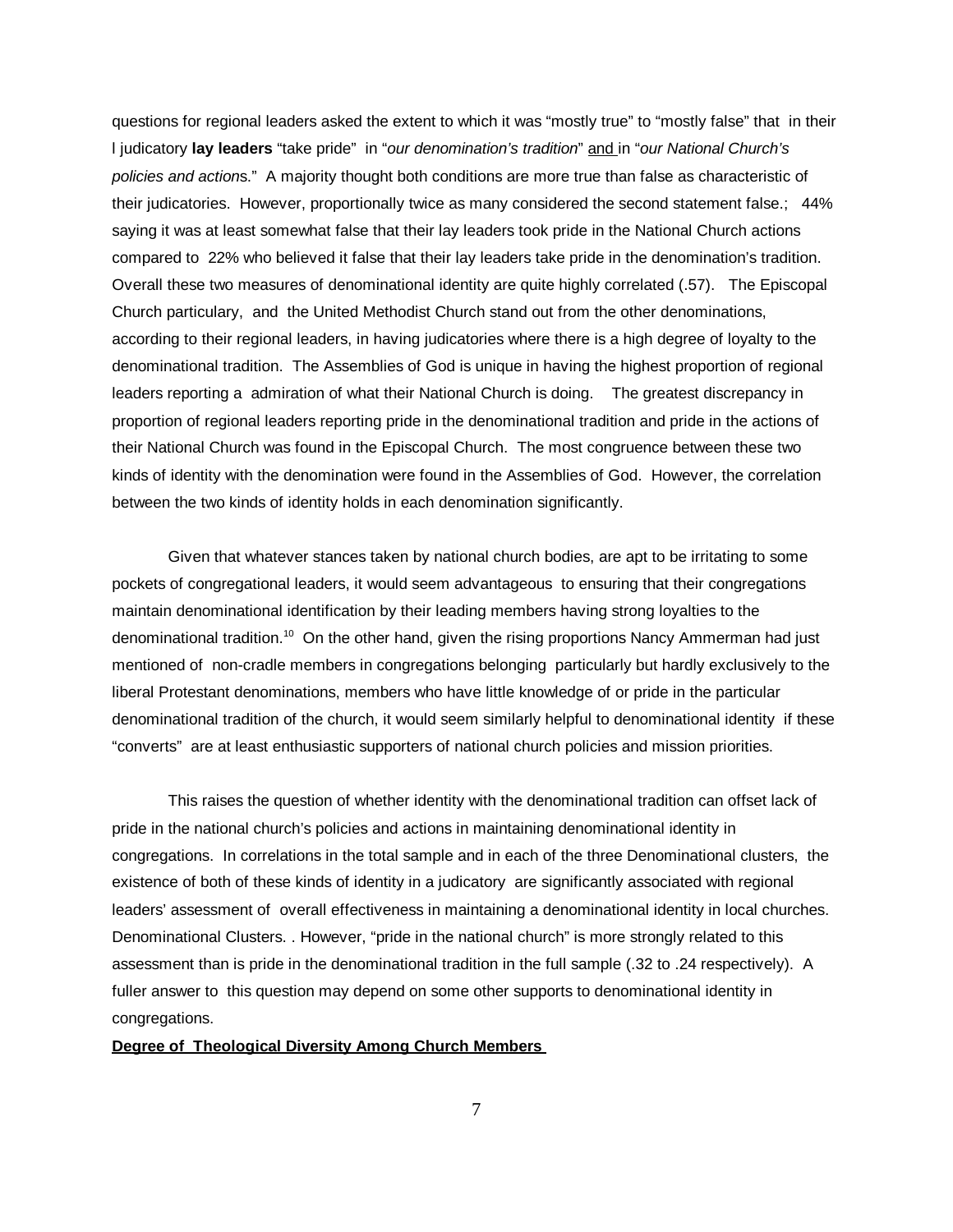questions for regional leaders asked the extent to which it was "mostly true" to "mostly false" that in their l judicatory **lay leaders** "take pride" in "*our denomination's tradition*" and in "*our National Church's policies and actions*." A majority thought both conditions are more true than false as characteristic of their judicatories. However, proportionally twice as many considered the second statement false.; 44% saying it was at least somewhat false that their lay leaders took pride in the National Church actions compared to 22% who believed it false that their lay leaders take pride in the denomination's tradition. Overall these two measures of denominational identity are quite highly correlated (.57). The Episcopal Church particulary, and the United Methodist Church stand out from the other denominations, according to their regional leaders, in having judicatories where there is a high degree of loyalty to the denominational tradition. The Assemblies of God is unique in having the highest proportion of regional leaders reporting a admiration of what their National Church is doing. The greatest discrepancy in proportion of regional leaders reporting pride in the denominational tradition and pride in the actions of their National Church was found in the Episcopal Church. The most congruence between these two kinds of identity with the denomination were found in the Assemblies of God. However, the correlation between the two kinds of identity holds in each denomination significantly.

Given that whatever stances taken by national church bodies, are apt to be irritating to some pockets of congregational leaders, it would seem advantageous to ensuring that their congregations maintain denominational identification by their leading members having strong loyalties to the denominational tradition.[10] On the other hand, given the rising proportions Nancy Ammerman had just mentioned of non-cradle members in congregations belonging particularly but hardly exclusively to the liberal Protestant denominations, members who have little knowledge of or pride in the particular denominational tradition of the church, it would seem similarly helpful to denominational identity if these "converts" are at least enthusiastic supporters of national church policies and mission priorities.

This raises the question of whether identity with the denominational tradition can offset lack of pride in the national church's policies and actions in maintaining denominational identity in congregations. In correlations in the total sample and in each of the three Denominational clusters, the existence of both of these kinds of identity in a judicatory are significantly associated with regional leaders' assessment of overall effectiveness in maintaining a denominational identity in local churches. Denominational Clusters. . However, "pride in the national church" is more strongly related to this assessment than is pride in the denominational tradition in the full sample (.32 to .24 respectively). A fuller answer to this question may depend on some other supports to denominational identity in congregations.

**Degree of Theological Diversity Among Church Members**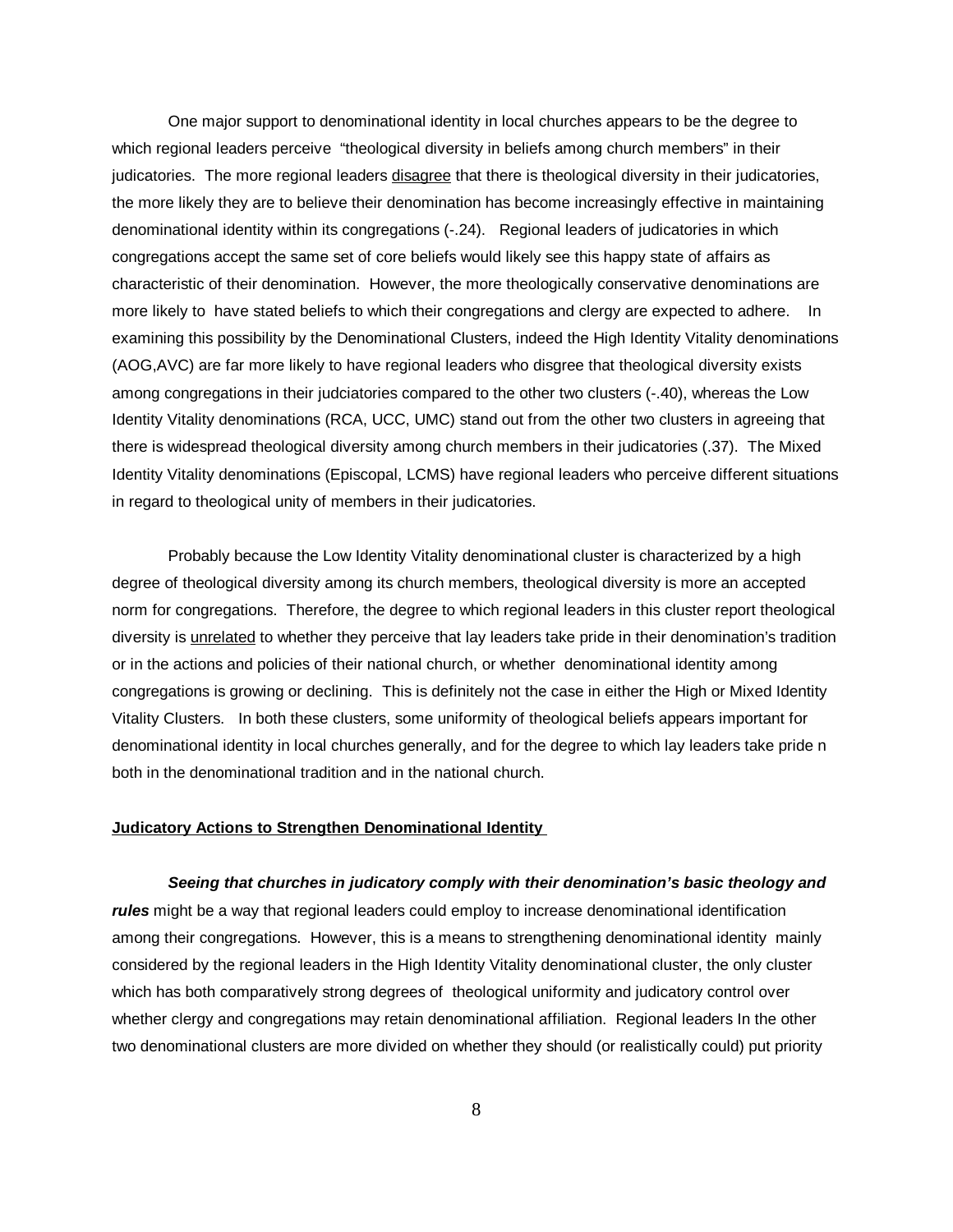One major support to denominational identity in local churches appears to be the degree to which regional leaders perceive "theological diversity in beliefs among church members" in their judicatories. The more regional leaders <u>disagree</u> that there is theological diversity in their judicatories, the more likely they are to believe their denomination has become increasingly effective in maintaining denominational identity within its congregations (-.24). Regional leaders of judicatories in which congregations accept the same set of core beliefs would likely see this happy state of affairs as characteristic of their denomination. However, the more theologically conservative denominations are more likely to have stated beliefs to which their congregations and clergy are expected to adhere. In examining this possibility by the Denominational Clusters, indeed the High Identity Vitality denominations (AOG,AVC) are far more likely to have regional leaders who disgree that theological diversity exists among congregations in their judciatories compared to the other two clusters (-.40), whereas the Low Identity Vitality denominations (RCA, UCC, UMC) stand out from the other two clusters in agreeing that there is widespread theological diversity among church members in their judicatories (.37). The Mixed Identity Vitality denominations (Episcopal, LCMS) have regional leaders who perceive different situations in regard to theological unity of members in their judicatories.

Probably because the Low Identity Vitality denominational cluster is characterized by a high degree of theological diversity among its church members, theological diversity is more an accepted norm for congregations. Therefore, the degree to which regional leaders in this cluster report theological diversity is <u>unrelated</u> to whether they perceive that lay leaders take pride in their denomination's tradition or in the actions and policies of their national church, or whether denominational identity among congregations is growing or declining. This is definitely not the case in either the High or Mixed Identity Vitality Clusters. In both these clusters, some uniformity of theological beliefs appears important for denominational identity in local churches generally, and for the degree to which lay leaders take pride n both in the denominational tradition and in the national church.

**<u>Judicatory Actions to Strengthen Denominational Identity</u>**

***Seeing that churches in judicatory comply with their denomination's basic theology and rules*** might be a way that regional leaders could employ to increase denominational identification among their congregations. However, this is a means to strengthening denominational identity mainly considered by the regional leaders in the High Identity Vitality denominational cluster, the only cluster which has both comparatively strong degrees of theological uniformity and judicatory control over whether clergy and congregations may retain denominational affiliation. Regional leaders In the other two denominational clusters are more divided on whether they should (or realistically could) put priority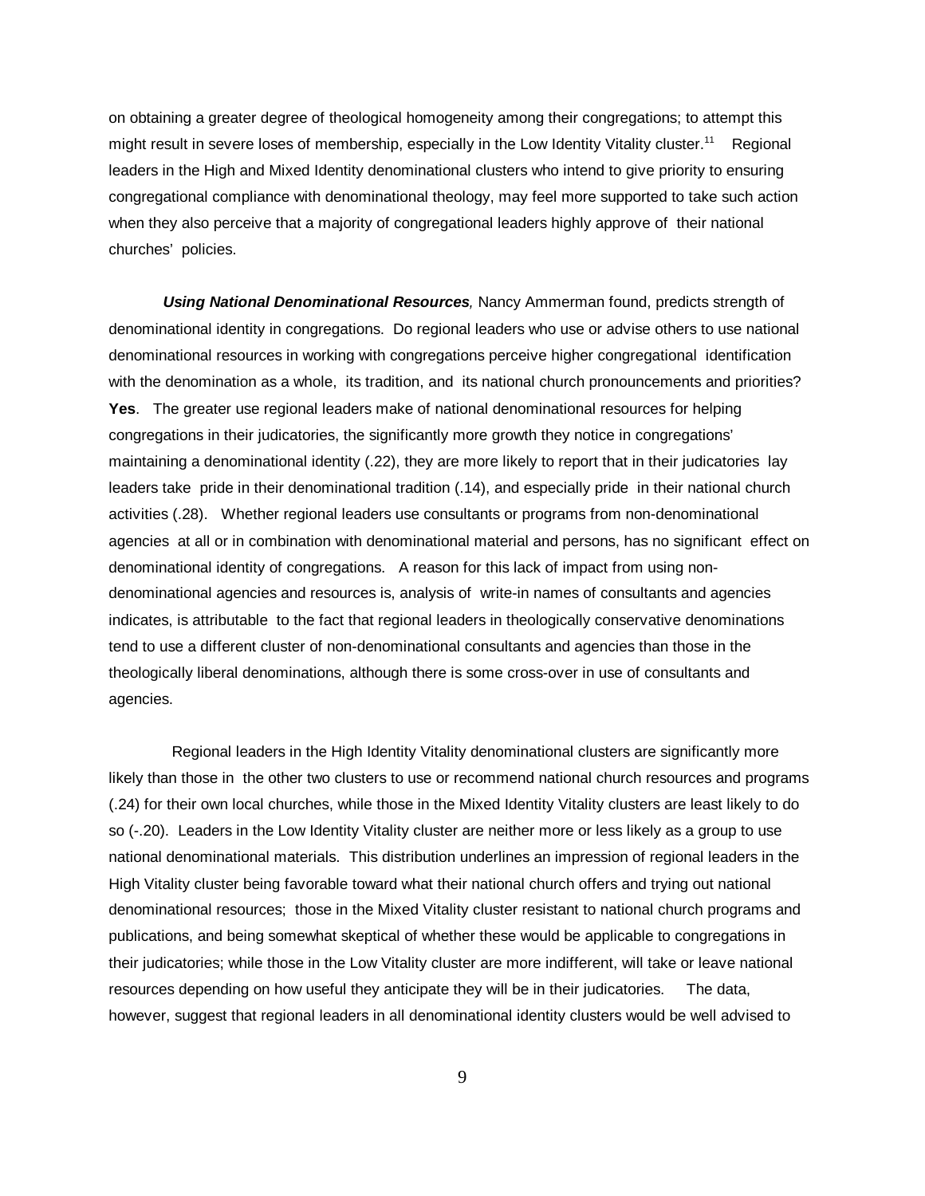on obtaining a greater degree of theological homogeneity among their congregations; to attempt this might result in severe loses of membership, especially in the Low Identity Vitality cluster.[11] Regional leaders in the High and Mixed Identity denominational clusters who intend to give priority to ensuring congregational compliance with denominational theology, may feel more supported to take such action when they also perceive that a majority of congregational leaders highly approve of their national churches' policies.

***Using National Denominational Resources**,* Nancy Ammerman found, predicts strength of denominational identity in congregations. Do regional leaders who use or advise others to use national denominational resources in working with congregations perceive higher congregational identification with the denomination as a whole, its tradition, and its national church pronouncements and priorities? **Yes**. The greater use regional leaders make of national denominational resources for helping congregations in their judicatories, the significantly more growth they notice in congregations' maintaining a denominational identity (.22), they are more likely to report that in their judicatories lay leaders take pride in their denominational tradition (.14), and especially pride in their national church activities (.28). Whether regional leaders use consultants or programs from non-denominational agencies at all or in combination with denominational material and persons, has no significant effect on denominational identity of congregations. A reason for this lack of impact from using non-denominational agencies and resources is, analysis of write-in names of consultants and agencies indicates, is attributable to the fact that regional leaders in theologically conservative denominations tend to use a different cluster of non-denominational consultants and agencies than those in the theologically liberal denominations, although there is some cross-over in use of consultants and agencies.

Regional leaders in the High Identity Vitality denominational clusters are significantly more likely than those in the other two clusters to use or recommend national church resources and programs (.24) for their own local churches, while those in the Mixed Identity Vitality clusters are least likely to do so (-.20). Leaders in the Low Identity Vitality cluster are neither more or less likely as a group to use national denominational materials. This distribution underlines an impression of regional leaders in the High Vitality cluster being favorable toward what their national church offers and trying out national denominational resources; those in the Mixed Vitality cluster resistant to national church programs and publications, and being somewhat skeptical of whether these would be applicable to congregations in their judicatories; while those in the Low Vitality cluster are more indifferent, will take or leave national resources depending on how useful they anticipate they will be in their judicatories. The data, however, suggest that regional leaders in all denominational identity clusters would be well advised to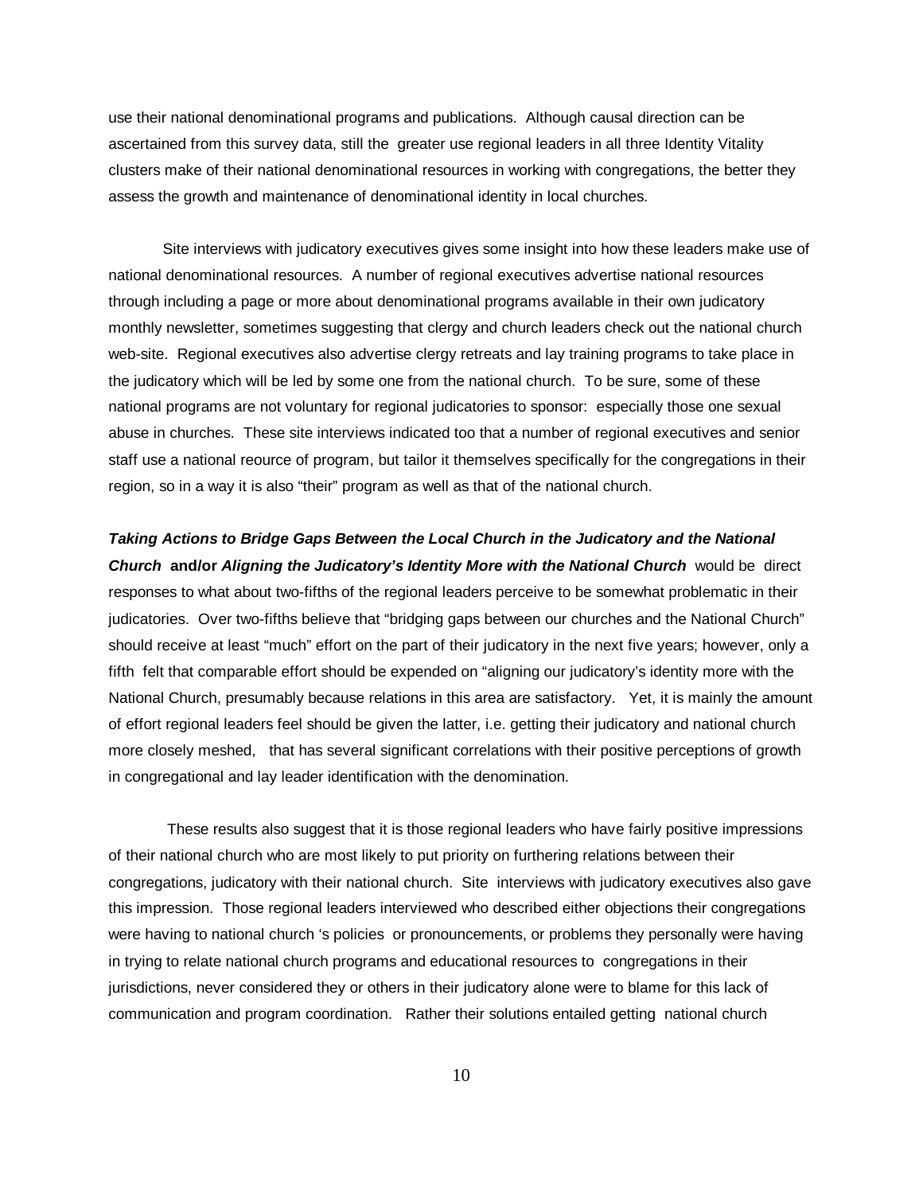use their national denominational programs and publications. Although causal direction can be ascertained from this survey data, still the greater use regional leaders in all three Identity Vitality clusters make of their national denominational resources in working with congregations, the better they assess the growth and maintenance of denominational identity in local churches.

Site interviews with judicatory executives gives some insight into how these leaders make use of national denominational resources. A number of regional executives advertise national resources through including a page or more about denominational programs available in their own judicatory monthly newsletter, sometimes suggesting that clergy and church leaders check out the national church web-site. Regional executives also advertise clergy retreats and lay training programs to take place in the judicatory which will be led by some one from the national church. To be sure, some of these national programs are not voluntary for regional judicatories to sponsor: especially those one sexual abuse in churches. These site interviews indicated too that a number of regional executives and senior staff use a national reource of program, but tailor it themselves specifically for the congregations in their region, so in a way it is also "their" program as well as that of the national church.

***Taking Actions to Bridge Gaps Between the Local Church in the Judicatory and the National Church*** **and/or** ***Aligning the Judicatory's Identity More with the National Church*** would be direct responses to what about two-fifths of the regional leaders perceive to be somewhat problematic in their judicatories. Over two-fifths believe that "bridging gaps between our churches and the National Church" should receive at least "much" effort on the part of their judicatory in the next five years; however, only a fifth felt that comparable effort should be expended on "aligning our judicatory's identity more with the National Church, presumably because relations in this area are satisfactory. Yet, it is mainly the amount of effort regional leaders feel should be given the latter, i.e. getting their judicatory and national church more closely meshed, that has several significant correlations with their positive perceptions of growth in congregational and lay leader identification with the denomination.

These results also suggest that it is those regional leaders who have fairly positive impressions of their national church who are most likely to put priority on furthering relations between their congregations, judicatory with their national church. Site interviews with judicatory executives also gave this impression. Those regional leaders interviewed who described either objections their congregations were having to national church 's policies or pronouncements, or problems they personally were having in trying to relate national church programs and educational resources to congregations in their jurisdictions, never considered they or others in their judicatory alone were to blame for this lack of communication and program coordination. Rather their solutions entailed getting national church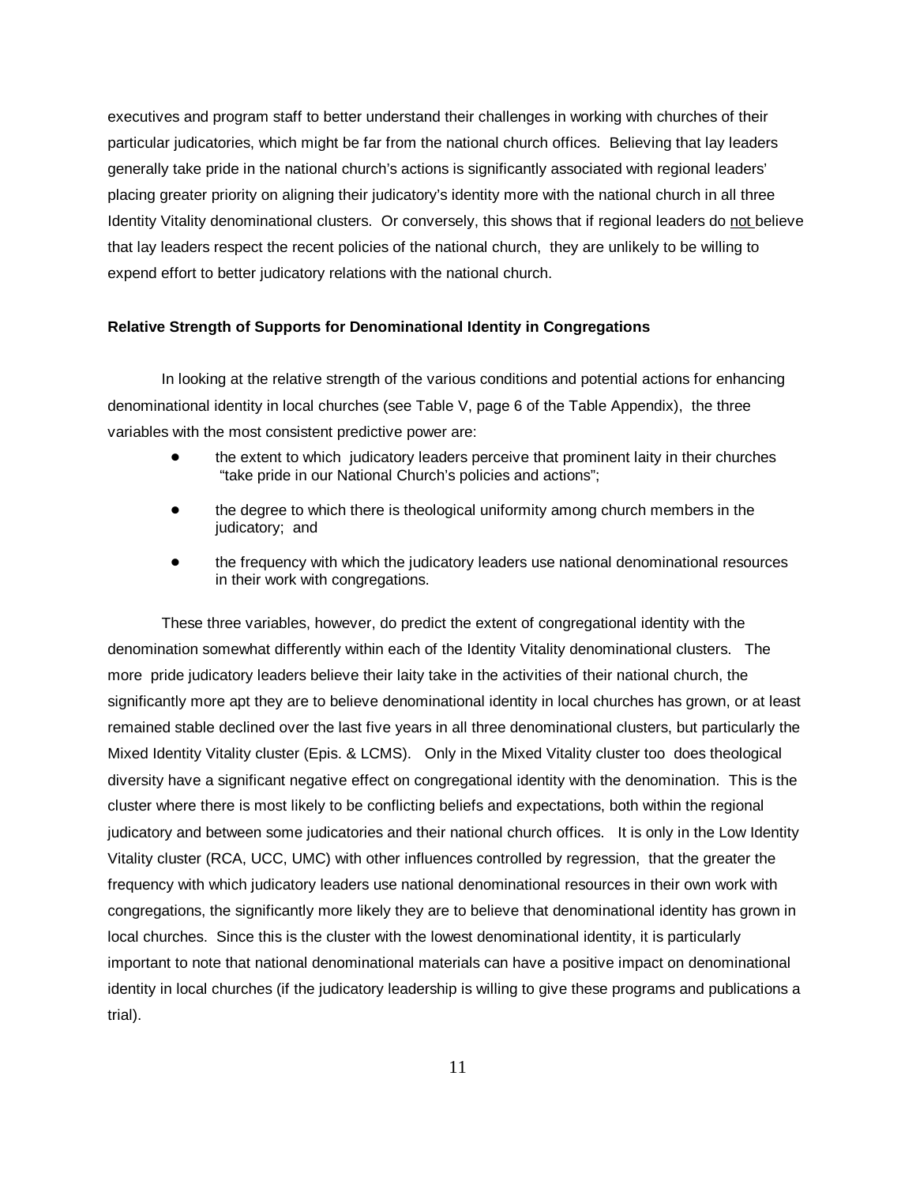executives and program staff to better understand their challenges in working with churches of their particular judicatories, which might be far from the national church offices. Believing that lay leaders generally take pride in the national church's actions is significantly associated with regional leaders' placing greater priority on aligning their judicatory's identity more with the national church in all three Identity Vitality denominational clusters. Or conversely, this shows that if regional leaders do <u>not</u> believe that lay leaders respect the recent policies of the national church, they are unlikely to be willing to expend effort to better judicatory relations with the national church.

**Relative Strength of Supports for Denominational Identity in Congregations**

In looking at the relative strength of the various conditions and potential actions for enhancing denominational identity in local churches (see Table V, page 6 of the Table Appendix), the three variables with the most consistent predictive power are:

- the extent to which judicatory leaders perceive that prominent laity in their churches "take pride in our National Church's policies and actions";
- the degree to which there is theological uniformity among church members in the judicatory; and
- the frequency with which the judicatory leaders use national denominational resources in their work with congregations.

These three variables, however, do predict the extent of congregational identity with the denomination somewhat differently within each of the Identity Vitality denominational clusters. The more pride judicatory leaders believe their laity take in the activities of their national church, the significantly more apt they are to believe denominational identity in local churches has grown, or at least remained stable declined over the last five years in all three denominational clusters, but particularly the Mixed Identity Vitality cluster (Epis. & LCMS). Only in the Mixed Vitality cluster too does theological diversity have a significant negative effect on congregational identity with the denomination. This is the cluster where there is most likely to be conflicting beliefs and expectations, both within the regional judicatory and between some judicatories and their national church offices. It is only in the Low Identity Vitality cluster (RCA, UCC, UMC) with other influences controlled by regression, that the greater the frequency with which judicatory leaders use national denominational resources in their own work with congregations, the significantly more likely they are to believe that denominational identity has grown in local churches. Since this is the cluster with the lowest denominational identity, it is particularly important to note that national denominational materials can have a positive impact on denominational identity in local churches (if the judicatory leadership is willing to give these programs and publications a trial).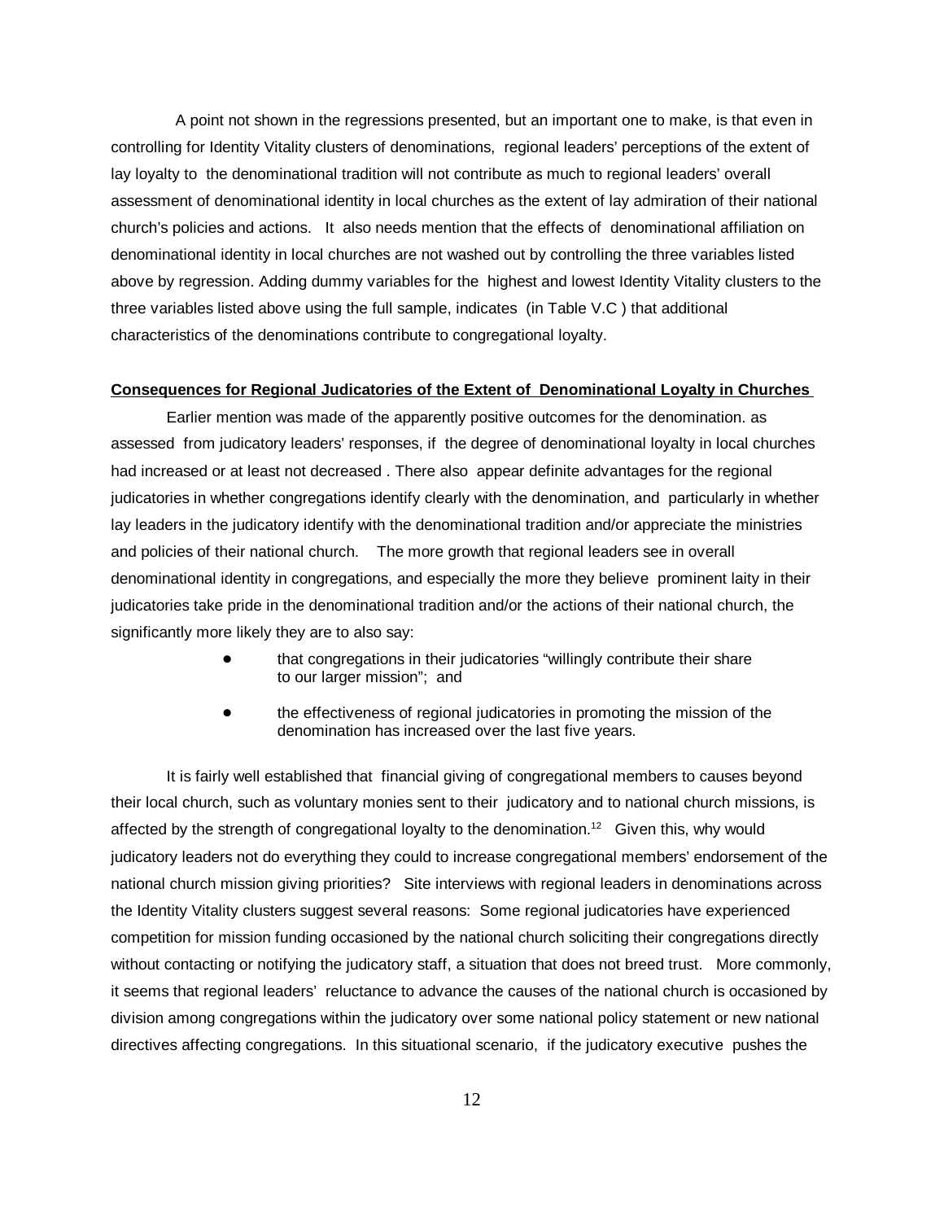A point not shown in the regressions presented, but an important one to make, is that even in controlling for Identity Vitality clusters of denominations, regional leaders' perceptions of the extent of lay loyalty to the denominational tradition will not contribute as much to regional leaders' overall assessment of denominational identity in local churches as the extent of lay admiration of their national church's policies and actions. It also needs mention that the effects of denominational affiliation on denominational identity in local churches are not washed out by controlling the three variables listed above by regression. Adding dummy variables for the highest and lowest Identity Vitality clusters to the three variables listed above using the full sample, indicates (in Table V.C ) that additional characteristics of the denominations contribute to congregational loyalty.

**Consequences for Regional Judicatories of the Extent of Denominational Loyalty in Churches**

Earlier mention was made of the apparently positive outcomes for the denomination. as assessed from judicatory leaders' responses, if the degree of denominational loyalty in local churches had increased or at least not decreased . There also appear definite advantages for the regional judicatories in whether congregations identify clearly with the denomination, and particularly in whether lay leaders in the judicatory identify with the denominational tradition and/or appreciate the ministries and policies of their national church. The more growth that regional leaders see in overall denominational identity in congregations, and especially the more they believe prominent laity in their judicatories take pride in the denominational tradition and/or the actions of their national church, the significantly more likely they are to also say:

- that congregations in their judicatories "willingly contribute their share to our larger mission"; and
- the effectiveness of regional judicatories in promoting the mission of the denomination has increased over the last five years.

It is fairly well established that financial giving of congregational members to causes beyond their local church, such as voluntary monies sent to their judicatory and to national church missions, is affected by the strength of congregational loyalty to the denomination.[12] Given this, why would judicatory leaders not do everything they could to increase congregational members' endorsement of the national church mission giving priorities? Site interviews with regional leaders in denominations across the Identity Vitality clusters suggest several reasons: Some regional judicatories have experienced competition for mission funding occasioned by the national church soliciting their congregations directly without contacting or notifying the judicatory staff, a situation that does not breed trust. More commonly, it seems that regional leaders' reluctance to advance the causes of the national church is occasioned by division among congregations within the judicatory over some national policy statement or new national directives affecting congregations. In this situational scenario, if the judicatory executive pushes the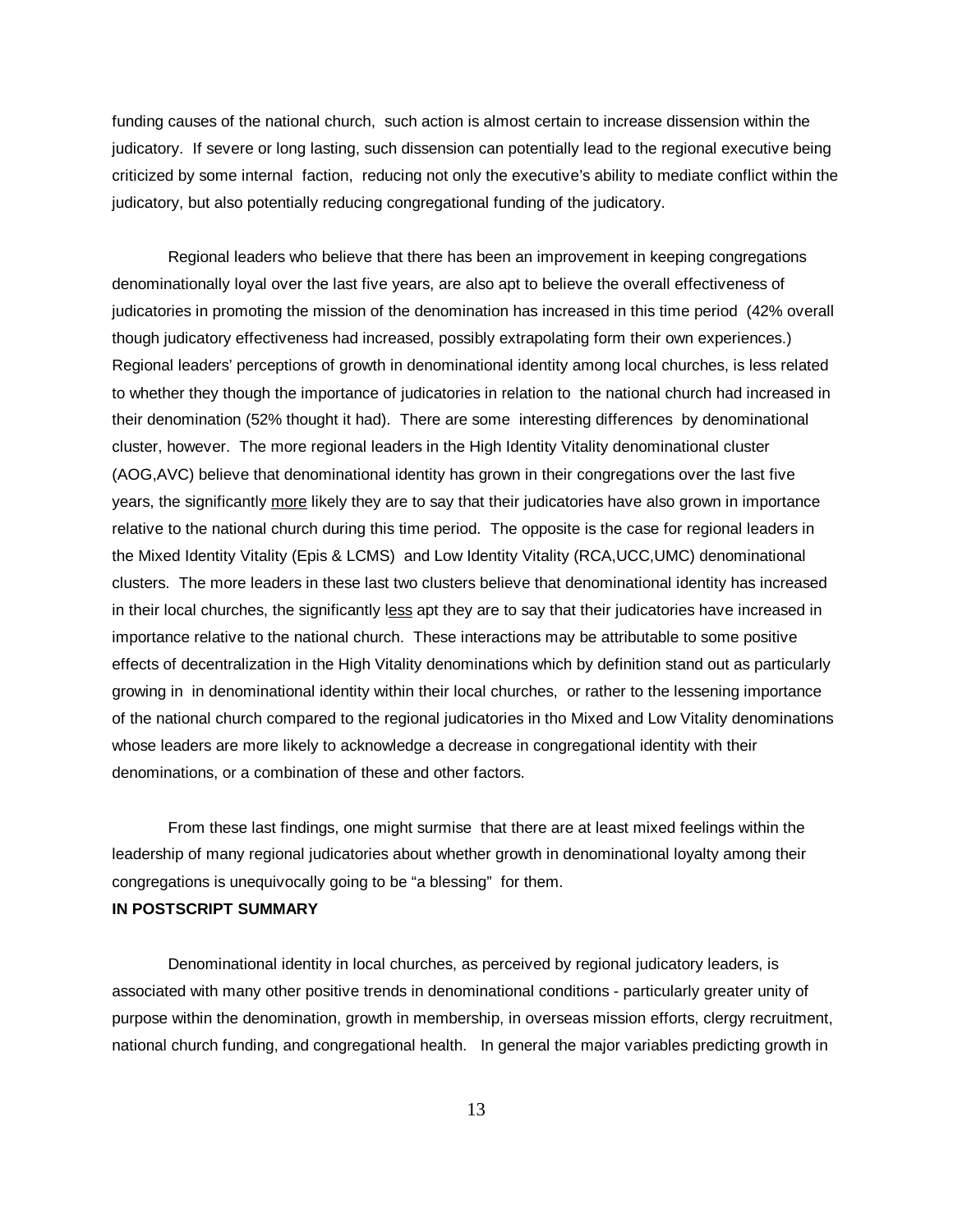funding causes of the national church, such action is almost certain to increase dissension within the judicatory. If severe or long lasting, such dissension can potentially lead to the regional executive being criticized by some internal faction, reducing not only the executive's ability to mediate conflict within the judicatory, but also potentially reducing congregational funding of the judicatory.

Regional leaders who believe that there has been an improvement in keeping congregations denominationally loyal over the last five years, are also apt to believe the overall effectiveness of judicatories in promoting the mission of the denomination has increased in this time period (42% overall though judicatory effectiveness had increased, possibly extrapolating form their own experiences.) Regional leaders' perceptions of growth in denominational identity among local churches, is less related to whether they though the importance of judicatories in relation to the national church had increased in their denomination (52% thought it had). There are some interesting differences by denominational cluster, however. The more regional leaders in the High Identity Vitality denominational cluster (AOG,AVC) believe that denominational identity has grown in their congregations over the last five years, the significantly <u>more</u> likely they are to say that their judicatories have also grown in importance relative to the national church during this time period. The opposite is the case for regional leaders in the Mixed Identity Vitality (Epis & LCMS) and Low Identity Vitality (RCA,UCC,UMC) denominational clusters. The more leaders in these last two clusters believe that denominational identity has increased in their local churches, the significantly <u>less</u> apt they are to say that their judicatories have increased in importance relative to the national church. These interactions may be attributable to some positive effects of decentralization in the High Vitality denominations which by definition stand out as particularly growing in in denominational identity within their local churches, or rather to the lessening importance of the national church compared to the regional judicatories in tho Mixed and Low Vitality denominations whose leaders are more likely to acknowledge a decrease in congregational identity with their denominations, or a combination of these and other factors.

From these last findings, one might surmise that there are at least mixed feelings within the leadership of many regional judicatories about whether growth in denominational loyalty among their congregations is unequivocally going to be "a blessing" for them.

**IN POSTSCRIPT SUMMARY**

Denominational identity in local churches, as perceived by regional judicatory leaders, is associated with many other positive trends in denominational conditions - particularly greater unity of purpose within the denomination, growth in membership, in overseas mission efforts, clergy recruitment, national church funding, and congregational health. In general the major variables predicting growth in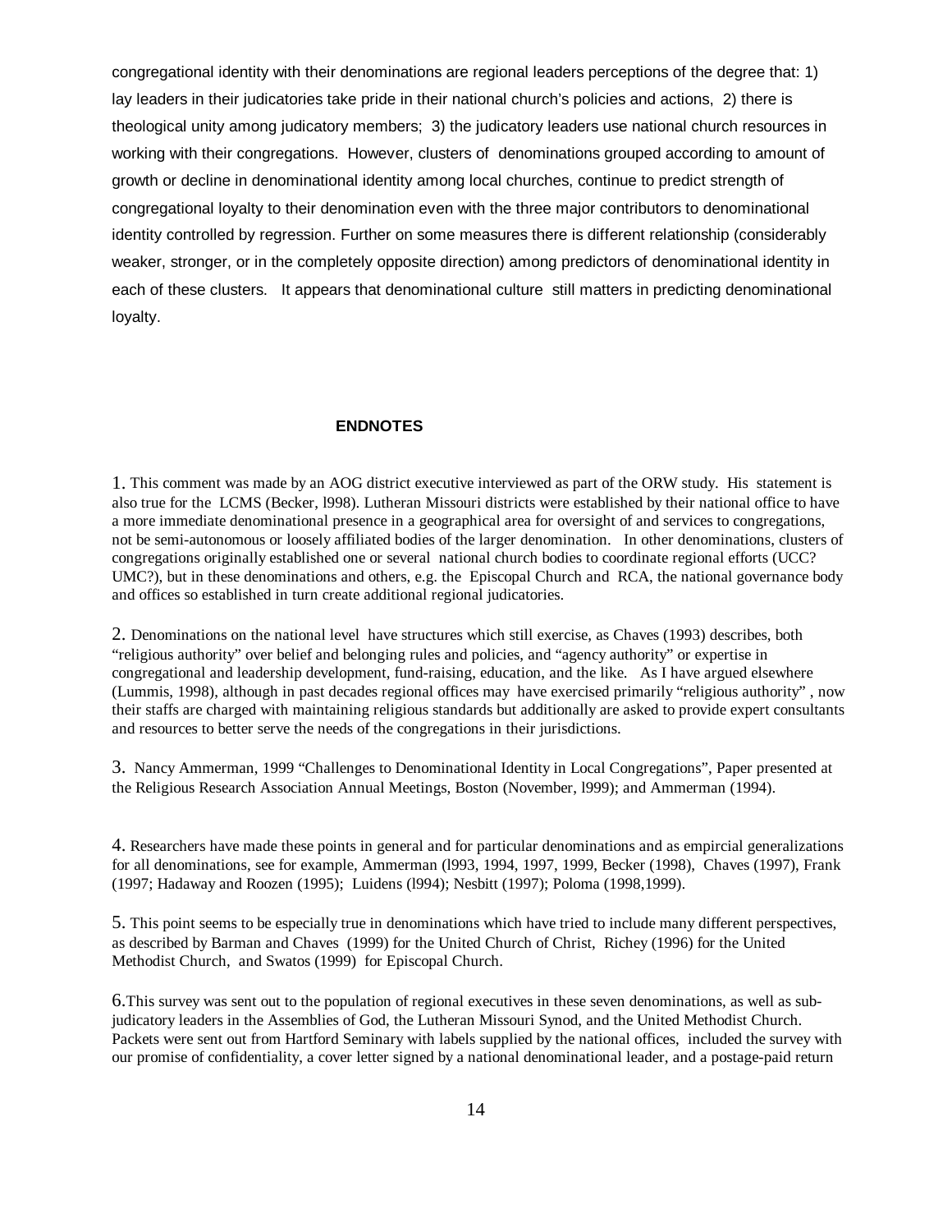congregational identity with their denominations are regional leaders perceptions of the degree that: 1) lay leaders in their judicatories take pride in their national church's policies and actions, 2) there is theological unity among judicatory members; 3) the judicatory leaders use national church resources in working with their congregations. However, clusters of denominations grouped according to amount of growth or decline in denominational identity among local churches, continue to predict strength of congregational loyalty to their denomination even with the three major contributors to denominational identity controlled by regression. Further on some measures there is different relationship (considerably weaker, stronger, or in the completely opposite direction) among predictors of denominational identity in each of these clusters. It appears that denominational culture still matters in predicting denominational loyalty.

## ENDNOTES

1. This comment was made by an AOG district executive interviewed as part of the ORW study. His statement is also true for the LCMS (Becker, l998). Lutheran Missouri districts were established by their national office to have a more immediate denominational presence in a geographical area for oversight of and services to congregations, not be semi-autonomous or loosely affiliated bodies of the larger denomination. In other denominations, clusters of congregations originally established one or several national church bodies to coordinate regional efforts (UCC? UMC?), but in these denominations and others, e.g. the Episcopal Church and RCA, the national governance body and offices so established in turn create additional regional judicatories.

2. Denominations on the national level have structures which still exercise, as Chaves (1993) describes, both "religious authority" over belief and belonging rules and policies, and "agency authority" or expertise in congregational and leadership development, fund-raising, education, and the like. As I have argued elsewhere (Lummis, 1998), although in past decades regional offices may have exercised primarily "religious authority" , now their staffs are charged with maintaining religious standards but additionally are asked to provide expert consultants and resources to better serve the needs of the congregations in their jurisdictions.

3. Nancy Ammerman, 1999 "Challenges to Denominational Identity in Local Congregations", Paper presented at the Religious Research Association Annual Meetings, Boston (November, l999); and Ammerman (1994).

4. Researchers have made these points in general and for particular denominations and as empircial generalizations for all denominations, see for example, Ammerman (l993, 1994, 1997, 1999, Becker (1998), Chaves (1997), Frank (1997; Hadaway and Roozen (1995); Luidens (l994); Nesbitt (1997); Poloma (1998,1999).

5. This point seems to be especially true in denominations which have tried to include many different perspectives, as described by Barman and Chaves (1999) for the United Church of Christ, Richey (1996) for the United Methodist Church, and Swatos (1999) for Episcopal Church.

6. This survey was sent out to the population of regional executives in these seven denominations, as well as sub-judicatory leaders in the Assemblies of God, the Lutheran Missouri Synod, and the United Methodist Church. Packets were sent out from Hartford Seminary with labels supplied by the national offices, included the survey with our promise of confidentiality, a cover letter signed by a national denominational leader, and a postage-paid return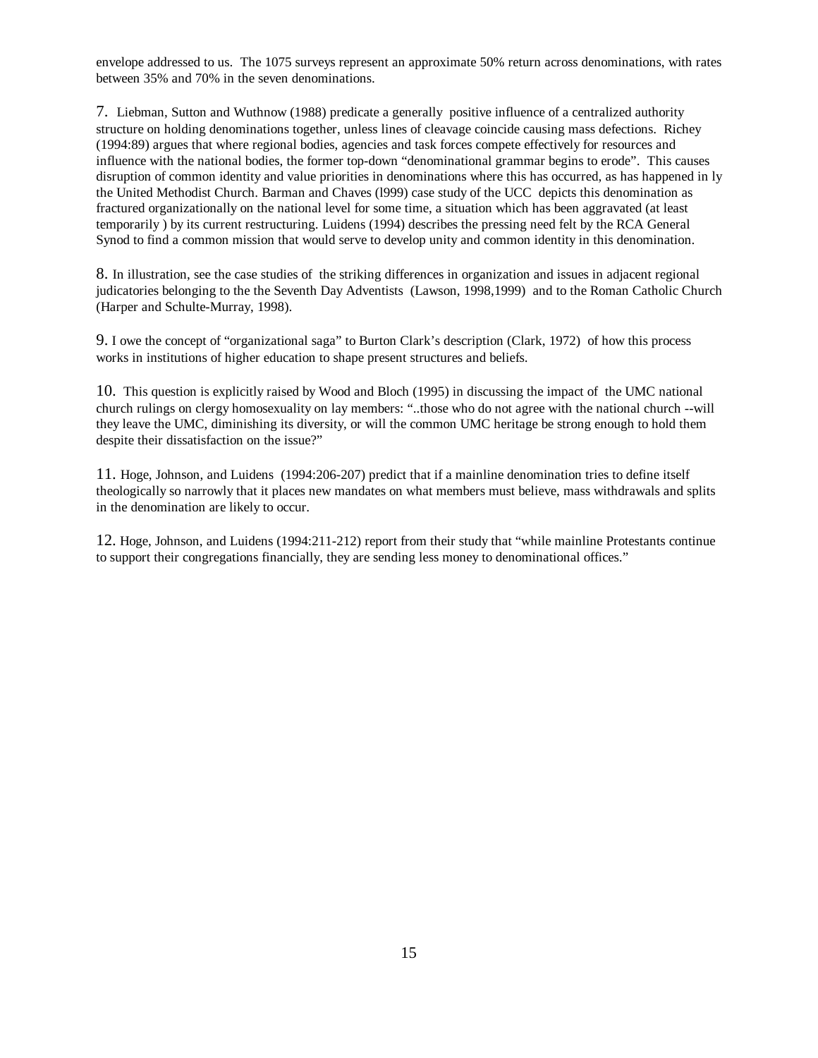envelope addressed to us. The 1075 surveys represent an approximate 50% return across denominations, with rates between 35% and 70% in the seven denominations.

7. Liebman, Sutton and Wuthnow (1988) predicate a generally positive influence of a centralized authority structure on holding denominations together, unless lines of cleavage coincide causing mass defections. Richey (1994:89) argues that where regional bodies, agencies and task forces compete effectively for resources and influence with the national bodies, the former top-down "denominational grammar begins to erode". This causes disruption of common identity and value priorities in denominations where this has occurred, as has happened in ly the United Methodist Church. Barman and Chaves (l999) case study of the UCC depicts this denomination as fractured organizationally on the national level for some time, a situation which has been aggravated (at least temporarily ) by its current restructuring. Luidens (1994) describes the pressing need felt by the RCA General Synod to find a common mission that would serve to develop unity and common identity in this denomination.

8. In illustration, see the case studies of the striking differences in organization and issues in adjacent regional judicatories belonging to the the Seventh Day Adventists (Lawson, 1998,1999) and to the Roman Catholic Church (Harper and Schulte-Murray, 1998).

9. I owe the concept of "organizational saga" to Burton Clark's description (Clark, 1972) of how this process works in institutions of higher education to shape present structures and beliefs.

10. This question is explicitly raised by Wood and Bloch (1995) in discussing the impact of the UMC national church rulings on clergy homosexuality on lay members: "..those who do not agree with the national church --will they leave the UMC, diminishing its diversity, or will the common UMC heritage be strong enough to hold them despite their dissatisfaction on the issue?"

11. Hoge, Johnson, and Luidens (1994:206-207) predict that if a mainline denomination tries to define itself theologically so narrowly that it places new mandates on what members must believe, mass withdrawals and splits in the denomination are likely to occur.

12. Hoge, Johnson, and Luidens (1994:211-212) report from their study that "while mainline Protestants continue to support their congregations financially, they are sending less money to denominational offices."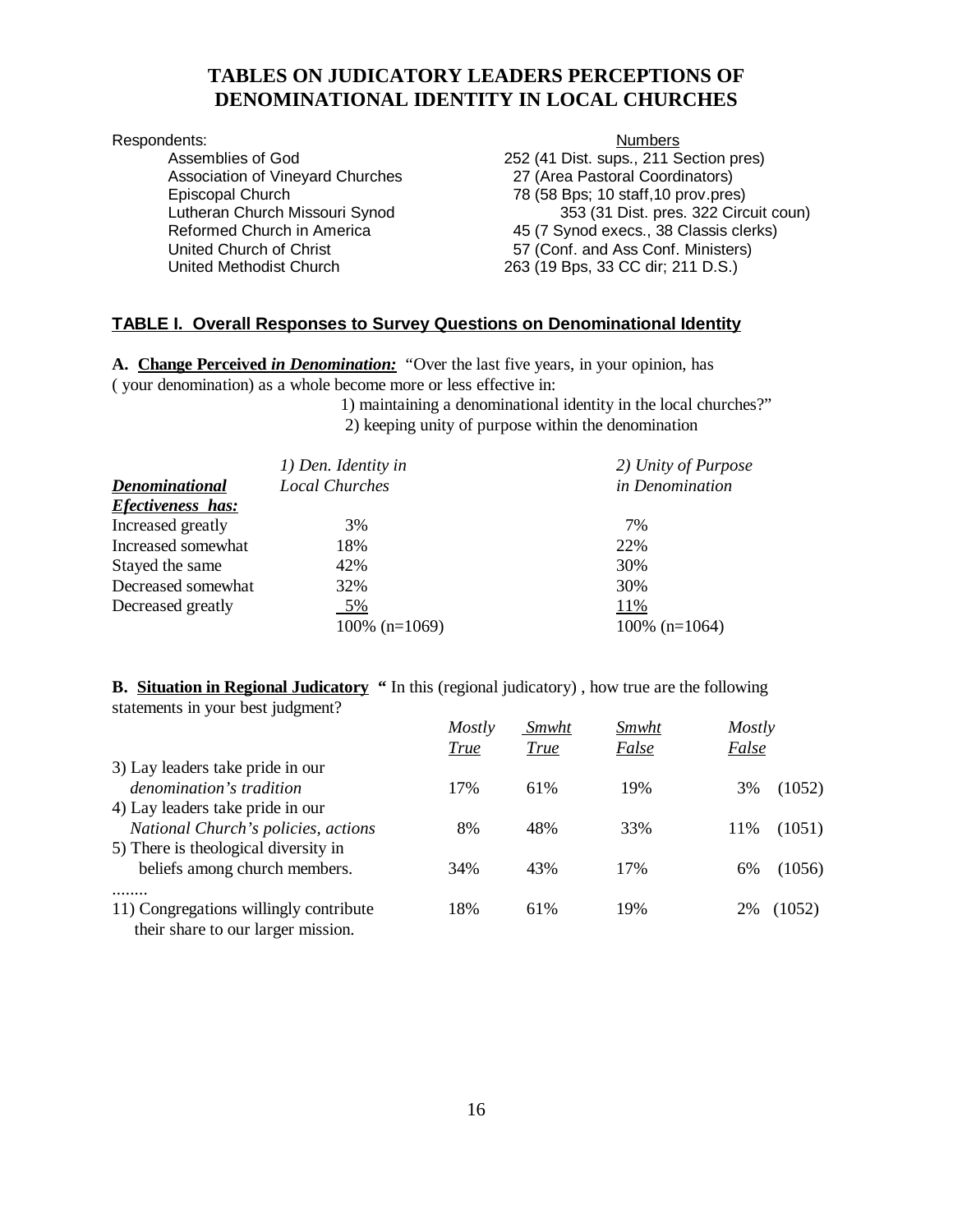# TABLES ON JUDICATORY LEADERS PERCEPTIONS OF DENOMINATIONAL IDENTITY IN LOCAL CHURCHES

| Respondents: | Numbers |
|---|---|
| Assemblies of God | 252 (41 Dist. sups., 211 Section pres) |
| Association of Vineyard Churches | 27 (Area Pastoral Coordinators) |
| Episcopal Church | 78 (58 Bps; 10 staff,10 prov.pres) |
| Lutheran Church Missouri Synod | 353 (31 Dist. pres. 322 Circuit coun) |
| Reformed Church in America | 45 (7 Synod execs., 38 Classis clerks) |
| United Church of Christ | 57 (Conf. and Ass Conf. Ministers) |
| United Methodist Church | 263 (19 Bps, 33 CC dir; 211 D.S.) |

## TABLE I. Overall Responses to Survey Questions on Denominational Identity

**A. Change Perceived *in Denomination:*** "Over the last five years, in your opinion, has ( your denomination) as a whole become more or less effective in:

1) maintaining a denominational identity in the local churches?"
2) keeping unity of purpose within the denomination

| ***Denominational Efectiveness has:*** | *1) Den. Identity in Local Churches* | *2) Unity of Purpose in Denomination* |
|---|---|---|
| Increased greatly | 3% | 7% |
| Increased somewhat | 18% | 22% |
| Stayed the same | 42% | 30% |
| Decreased somewhat | 32% | 30% |
| Decreased greatly | 5% | 11% |
| | 100% (n=1069) | 100% (n=1064) |

**B. Situation in Regional Judicatory** " In this (regional judicatory) , how true are the following statements in your best judgment?

| | *Mostly True* | *Smwht True* | *Smwht False* | *Mostly False* | |
|---|---|---|---|---|---|
| 3) Lay leaders take pride in our *denomination's tradition* | 17% | 61% | 19% | 3% | (1052) |
| 4) Lay leaders take pride in our *National Church's policies, actions* | 8% | 48% | 33% | 11% | (1051) |
| 5) There is theological diversity in beliefs among church members. | 34% | 43% | 17% | 6% | (1056) |
| ........ | | | | | |
| 11) Congregations willingly contribute their share to our larger mission. | 18% | 61% | 19% | 2% | (1052) |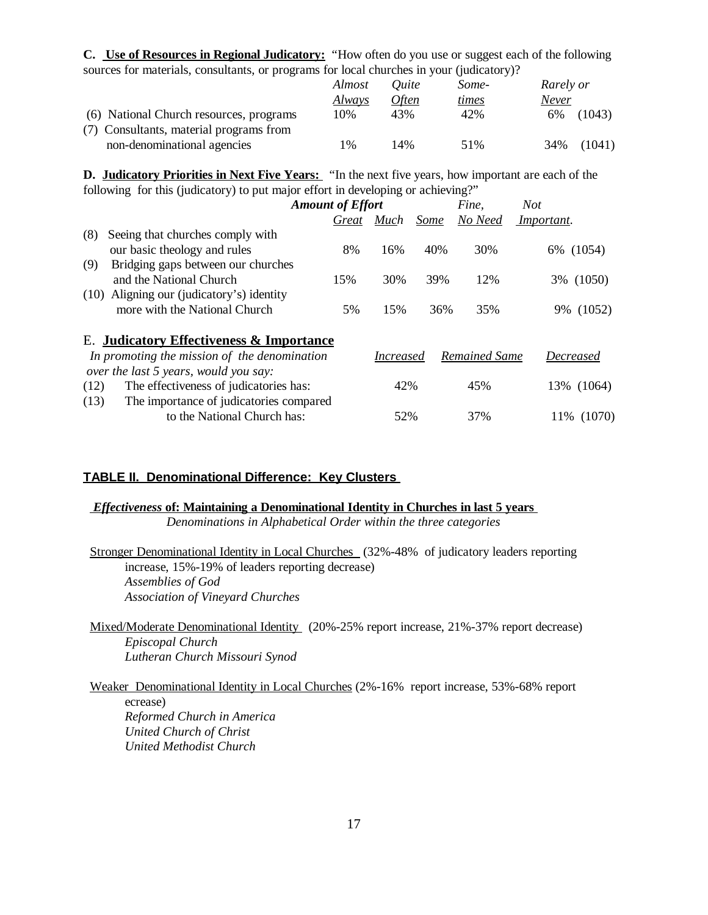**C. Use of Resources in Regional Judicatory:** "How often do you use or suggest each of the following sources for materials, consultants, or programs for local churches in your (judicatory)?

| | *Almost Always* | *Quite Often* | *Some-times* | *Rarely or Never* | |
|---|---|---|---|---|---|
| (6) National Church resources, programs | 10% | 43% | 42% | 6% | (1043) |
| (7) Consultants, material programs from non-denominational agencies | 1% | 14% | 51% | 34% | (1041) |

**D. Judicatory Priorities in Next Five Years:** "In the next five years, how important are each of the following for this (judicatory) to put major effort in developing or achieving?"

| | ***Amount of Effort*** | | | | | |
|---|---|---|---|---|---|---|
| | *Great* | *Much* | *Some* | *Fine, No Need* | *Not Important.* | |
| (8) Seeing that churches comply with our basic theology and rules | 8% | 16% | 40% | 30% | 6% | (1054) |
| (9) Bridging gaps between our churches and the National Church | 15% | 30% | 39% | 12% | 3% | (1050) |
| (10) Aligning our (judicatory's) identity more with the National Church | 5% | 15% | 36% | 35% | 9% | (1052) |

**E. Judicatory Effectiveness & Importance**

| *In promoting the mission of the denomination over the last 5 years, would you say:* | *Increased* | *Remained Same* | *Decreased* | |
|---|---|---|---|---|
| (12) The effectiveness of judicatories has: | 42% | 45% | 13% | (1064) |
| (13) The importance of judicatories compared to the National Church has: | 52% | 37% | 11% | (1070) |

## TABLE II. Denominational Difference: Key Clusters

***Effectiveness* of: Maintaining a Denominational Identity in Churches in last 5 years**

*Denominations in Alphabetical Order within the three categories*

Stronger Denominational Identity in Local Churches (32%-48% of judicatory leaders reporting increase, 15%-19% of leaders reporting decrease)

*Assemblies of God*
*Association of Vineyard Churches*

Mixed/Moderate Denominational Identity (20%-25% report increase, 21%-37% report decrease)

*Episcopal Church*
*Lutheran Church Missouri Synod*

Weaker Denominational Identity in Local Churches (2%-16% report increase, 53%-68% report ecrease)

*Reformed Church in America*
*United Church of Christ*
*United Methodist Church*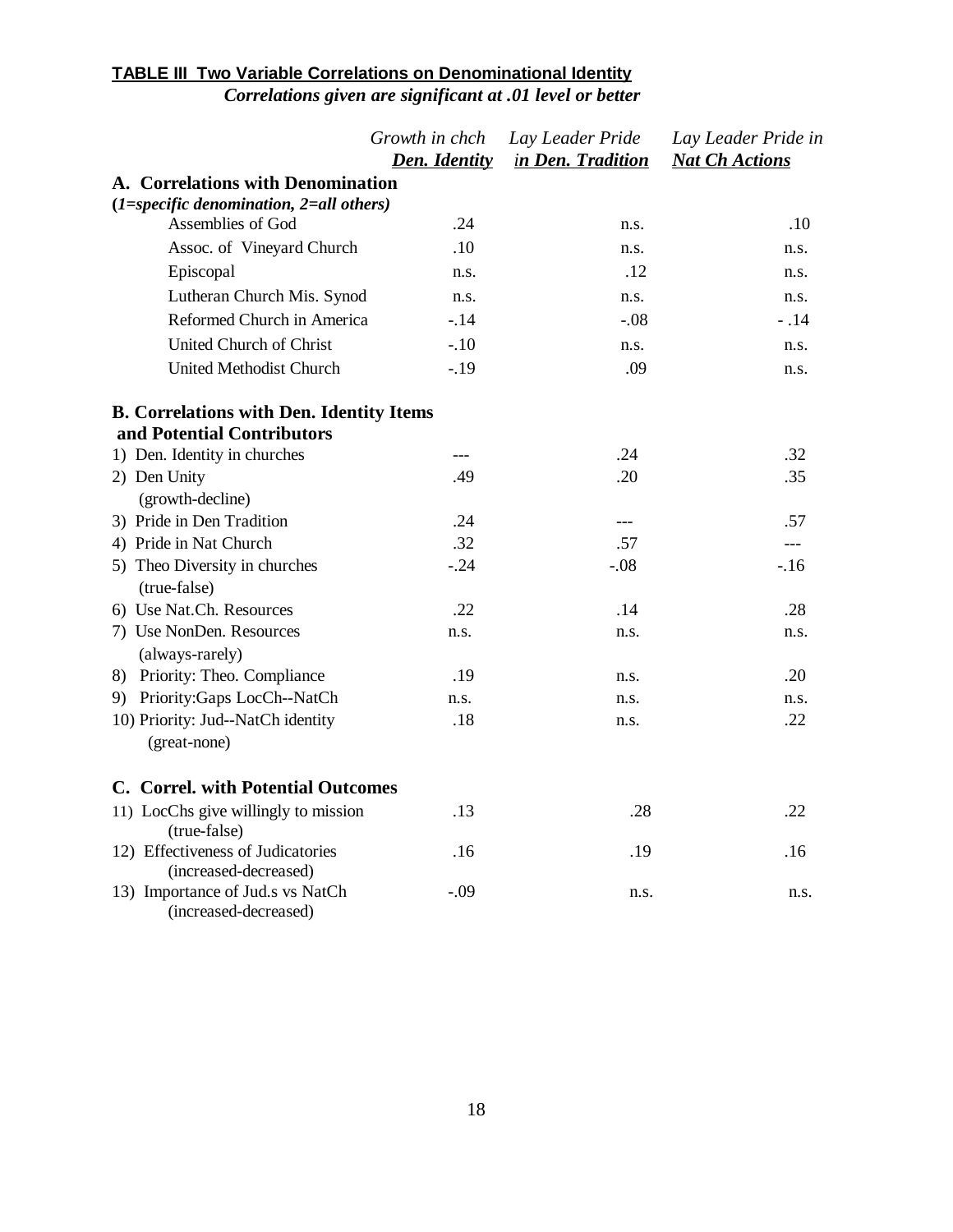**TABLE III Two Variable Correlations on Denominational Identity**

***Correlations given are significant at .01 level or better***

| | *Growth in chch* ***Den. Identity*** | *Lay Leader Pride* ***in Den. Tradition*** | *Lay Leader Pride in* ***Nat Ch Actions*** |
|---|---|---|---|
| **A. Correlations with Denomination** | | | |
| **(*1=specific denomination, 2=all others)*** | | | |
| Assemblies of God | .24 | n.s. | .10 |
| Assoc. of Vineyard Church | .10 | n.s. | n.s. |
| Episcopal | n.s. | .12 | n.s. |
| Lutheran Church Mis. Synod | n.s. | n.s. | n.s. |
| Reformed Church in America | -.14 | -.08 | - .14 |
| United Church of Christ | -.10 | n.s. | n.s. |
| United Methodist Church | -.19 | .09 | n.s. |
| **B. Correlations with Den. Identity Items and Potential Contributors** | | | |
| 1) Den. Identity in churches | --- | .24 | .32 |
| 2) Den Unity (growth-decline) | .49 | .20 | .35 |
| 3) Pride in Den Tradition | .24 | --- | .57 |
| 4) Pride in Nat Church | .32 | .57 | --- |
| 5) Theo Diversity in churches (true-false) | -.24 | -.08 | -.16 |
| 6) Use Nat.Ch. Resources | .22 | .14 | .28 |
| 7) Use NonDen. Resources (always-rarely) | n.s. | n.s. | n.s. |
| 8) Priority: Theo. Compliance | .19 | n.s. | .20 |
| 9) Priority:Gaps LocCh--NatCh | n.s. | n.s. | n.s. |
| 10) Priority: Jud--NatCh identity (great-none) | .18 | n.s. | .22 |
| **C. Correl. with Potential Outcomes** | | | |
| 11) LocChs give willingly to mission (true-false) | .13 | .28 | .22 |
| 12) Effectiveness of Judicatories (increased-decreased) | .16 | .19 | .16 |
| 13) Importance of Jud.s vs NatCh (increased-decreased) | -.09 | n.s. | n.s. |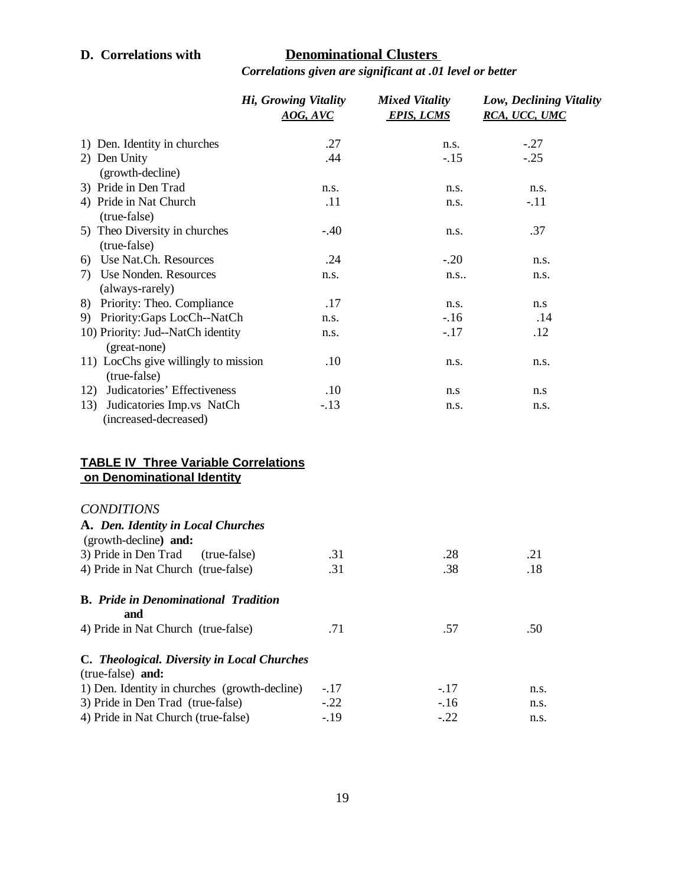**D. Correlations with** **Denominational Clusters**

*Correlations given are significant at .01 level or better*

| | *Hi, Growing Vitality* <br> *AOG, AVC* | *Mixed Vitality* <br> *EPIS, LCMS* | *Low, Declining Vitality* <br> *RCA, UCC, UMC* |
|---|---|---|---|
| 1) Den. Identity in churches | .27 | n.s. | -.27 |
| 2) Den Unity (growth-decline) | .44 | -.15 | -.25 |
| 3) Pride in Den Trad | n.s. | n.s. | n.s. |
| 4) Pride in Nat Church (true-false) | .11 | n.s. | -.11 |
| 5) Theo Diversity in churches (true-false) | -.40 | n.s. | .37 |
| 6) Use Nat.Ch. Resources | .24 | -.20 | n.s. |
| 7) Use Nonden. Resources (always-rarely) | n.s. | n.s.. | n.s. |
| 8) Priority: Theo. Compliance | .17 | n.s. | n.s |
| 9) Priority:Gaps LocCh--NatCh | n.s. | -.16 | .14 |
| 10) Priority: Jud--NatCh identity (great-none) | n.s. | -.17 | .12 |
| 11) LocChs give willingly to mission (true-false) | .10 | n.s. | n.s. |
| 12) Judicatories' Effectiveness | .10 | n.s | n.s |
| 13) Judicatories Imp.vs NatCh (increased-decreased) | -.13 | n.s. | n.s. |

**TABLE IV Three Variable Correlations on Denominational Identity**

| *CONDITIONS* | | | |
|---|---|---|---|
| **A.** ***Den. Identity in Local Churches*** (growth-decline) **and:** | | | |
| 3) Pride in Den Trad (true-false) | .31 | .28 | .21 |
| 4) Pride in Nat Church (true-false) | .31 | .38 | .18 |
| **B.** ***Pride in Denominational Tradition*** **and** | | | |
| 4) Pride in Nat Church (true-false) | .71 | .57 | .50 |
| **C.** ***Theological. Diversity in Local Churches*** (true-false) **and:** | | | |
| 1) Den. Identity in churches (growth-decline) | -.17 | -.17 | n.s. |
| 3) Pride in Den Trad (true-false) | -.22 | -.16 | n.s. |
| 4) Pride in Nat Church (true-false) | -.19 | -.22 | n.s. |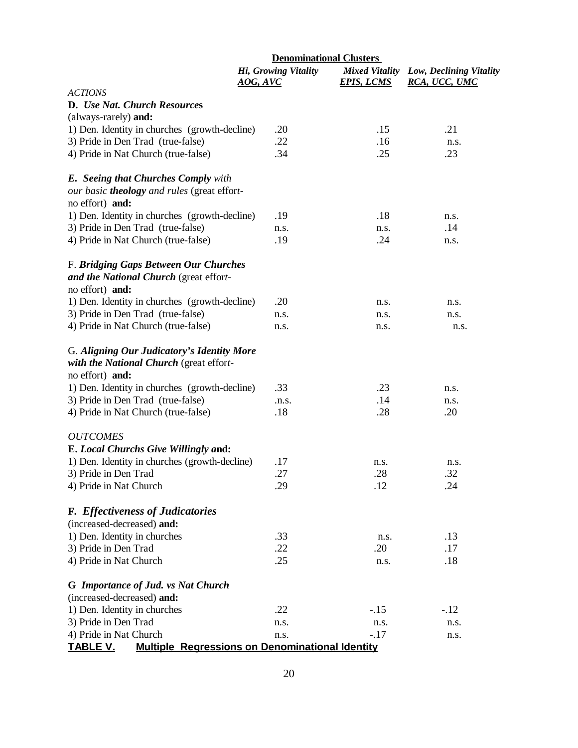| | **Denominational Clusters** | | |
|---|---|---|---|
| | ***Hi, Growing Vitality*** ***AOG, AVC*** | ***Mixed Vitality*** ***EPIS, LCMS*** | ***Low, Declining Vitality*** ***RCA, UCC, UMC*** |
| *ACTIONS* | | | |
| **D. *Use Nat. Church Resources*** (always-rarely) **and:** | | | |
| 1) Den. Identity in churches (growth-decline) | .20 | .15 | .21 |
| 3) Pride in Den Trad (true-false) | .22 | .16 | n.s. |
| 4) Pride in Nat Church (true-false) | .34 | .25 | .23 |
| ***E. Seeing that Churches Comply*** *with our basic **theology** and rules* (great effort-no effort) **and:** | | | |
| 1) Den. Identity in churches (growth-decline) | .19 | .18 | n.s. |
| 3) Pride in Den Trad (true-false) | n.s. | n.s. | .14 |
| 4) Pride in Nat Church (true-false) | .19 | .24 | n.s. |
| F. ***Bridging Gaps Between Our Churches and the National Church*** (great effort-no effort) **and:** | | | |
| 1) Den. Identity in churches (growth-decline) | .20 | n.s. | n.s. |
| 3) Pride in Den Trad (true-false) | n.s. | n.s. | n.s. |
| 4) Pride in Nat Church (true-false) | n.s. | n.s. | n.s. |
| G. ***Aligning Our Judicatory's Identity More with the National Church*** (great effort-no effort) **and:** | | | |
| 1) Den. Identity in churches (growth-decline) | .33 | .23 | n.s. |
| 3) Pride in Den Trad (true-false) | .n.s. | .14 | n.s. |
| 4) Pride in Nat Church (true-false) | .18 | .28 | .20 |
| *OUTCOMES* | | | |
| **E. *Local Churchs Give Willingly a*nd:** | | | |
| 1) Den. Identity in churches (growth-decline) | .17 | n.s. | n.s. |
| 3) Pride in Den Trad | .27 | .28 | .32 |
| 4) Pride in Nat Church | .29 | .12 | .24 |
| **F. *Effectiveness of Judicatories*** (increased-decreased) **and:** | | | |
| 1) Den. Identity in churches | .33 | n.s. | .13 |
| 3) Pride in Den Trad | .22 | .20 | .17 |
| 4) Pride in Nat Church | .25 | n.s. | .18 |
| **G *Importance of Jud. vs Nat Church*** (increased-decreased) **and:** | | | |
| 1) Den. Identity in churches | .22 | -.15 | -.12 |
| 3) Pride in Den Trad | n.s. | n.s. | n.s. |
| 4) Pride in Nat Church | n.s. | -.17 | n.s. |

**TABLE V. Multiple Regressions on Denominational Identity**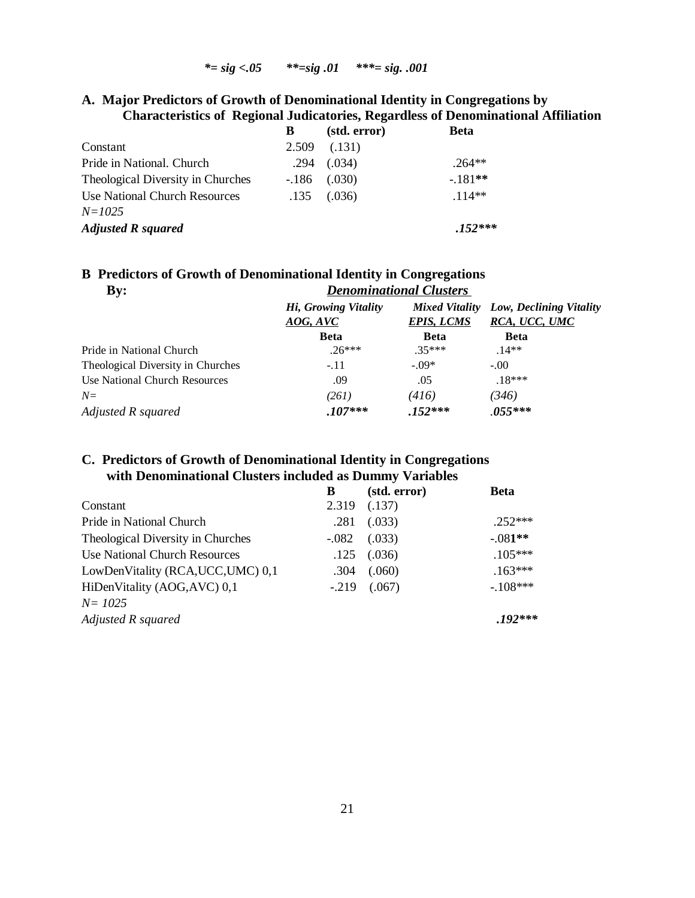***= sig <.05 **=sig .01 ***= sig. .001***

### A. Major Predictors of Growth of Denominational Identity in Congregations by Characteristics of Regional Judicatories, Regardless of Denominational Affiliation

| | B | (std. error) | Beta |
|---|---|---|---|
| Constant | 2.509 | (.131) | |
| Pride in National. Church | .294 | (.034) | .264** |
| Theological Diversity in Churches | -.186 | (.030) | -.181** |
| Use National Church Resources | .135 | (.036) | .114** |
| *N=1025* | | | |
| ***Adjusted R squared*** | | | ***.152**** |

### B Predictors of Growth of Denominational Identity in Congregations By: *Denominational Clusters*

| | ***Hi, Growing Vitality*** | ***Mixed Vitality*** | ***Low, Declining Vitality*** |
|---|---|---|---|
| | ***AOG, AVC*** | ***EPIS, LCMS*** | ***RCA, UCC, UMC*** |
| | **Beta** | **Beta** | **Beta** |
| Pride in National Church | .26*** | .35*** | .14** |
| Theological Diversity in Churches | -.11 | -.09* | -.00 |
| Use National Church Resources | .09 | .05 | .18*** |
| *N=* | *(261)* | *(416)* | *(346)* |
| *Adjusted R squared* | ***.107**** | ***.152**** | ***.055**** |

### C. Predictors of Growth of Denominational Identity in Congregations with Denominational Clusters included as Dummy Variables

| | B | (std. error) | Beta |
|---|---|---|---|
| Constant | 2.319 | (.137) | |
| Pride in National Church | .281 | (.033) | .252*** |
| Theological Diversity in Churches | -.082 | (.033) | -.081** |
| Use National Church Resources | .125 | (.036) | .105*** |
| LowDenVitality (RCA,UCC,UMC) 0,1 | .304 | (.060) | .163*** |
| HiDenVitality (AOG,AVC) 0,1 | -.219 | (.067) | -.108*** |
| *N= 1025* | | | |
| *Adjusted R squared* | | | ***.192**** |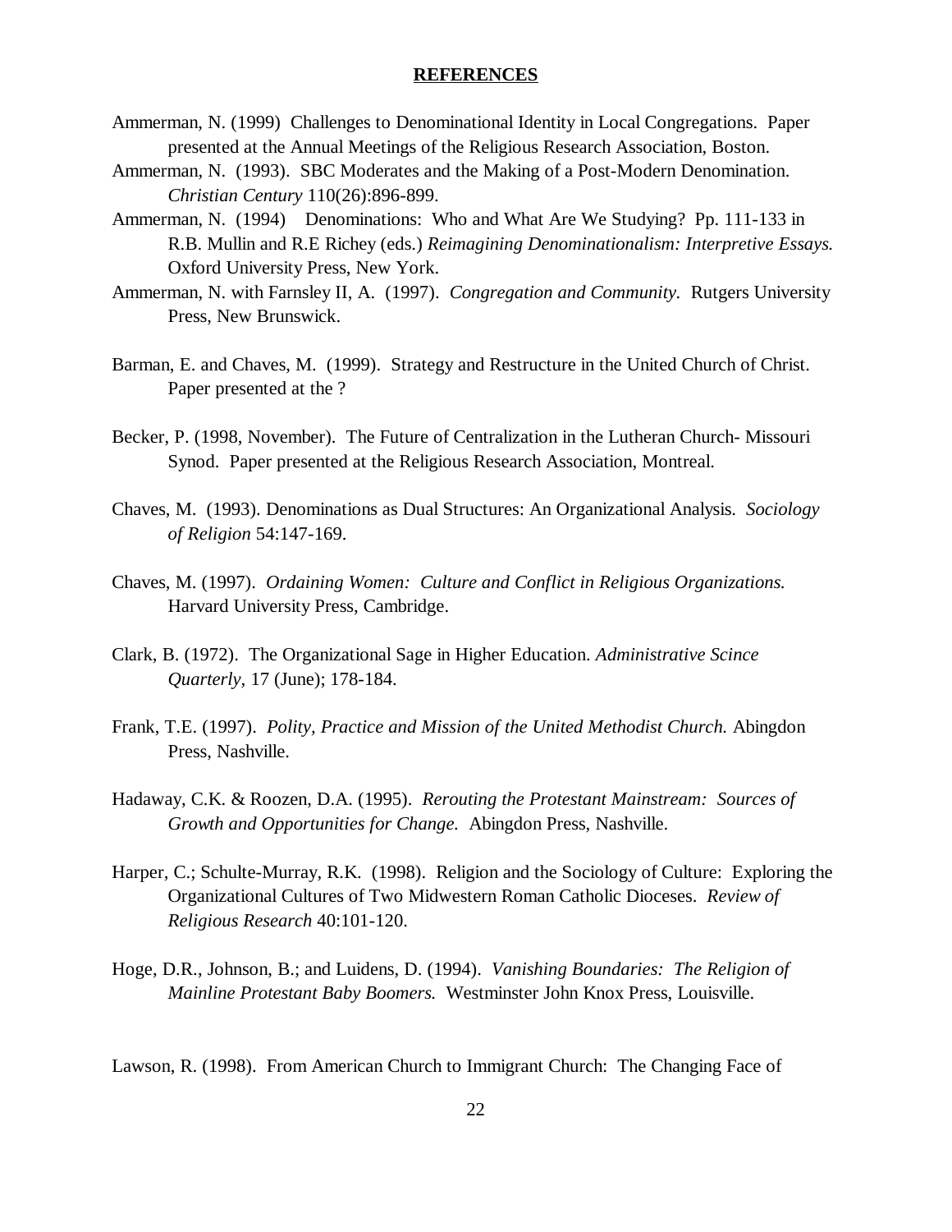## REFERENCES

Ammerman, N. (1999) Challenges to Denominational Identity in Local Congregations. Paper presented at the Annual Meetings of the Religious Research Association, Boston.

Ammerman, N. (1993). SBC Moderates and the Making of a Post-Modern Denomination. *Christian Century* 110(26):896-899.

Ammerman, N. (1994) Denominations: Who and What Are We Studying? Pp. 111-133 in R.B. Mullin and R.E Richey (eds.) *Reimagining Denominationalism: Interpretive Essays.* Oxford University Press, New York.

Ammerman, N. with Farnsley II, A. (1997). *Congregation and Community.* Rutgers University Press, New Brunswick.

Barman, E. and Chaves, M. (1999). Strategy and Restructure in the United Church of Christ. Paper presented at the ?

Becker, P. (1998, November). The Future of Centralization in the Lutheran Church- Missouri Synod. Paper presented at the Religious Research Association, Montreal.

Chaves, M. (1993). Denominations as Dual Structures: An Organizational Analysis. *Sociology of Religion* 54:147-169.

Chaves, M. (1997). *Ordaining Women: Culture and Conflict in Religious Organizations.* Harvard University Press, Cambridge.

Clark, B. (1972). The Organizational Sage in Higher Education. *Administrative Scince Quarterly*, 17 (June); 178-184.

Frank, T.E. (1997). *Polity, Practice and Mission of the United Methodist Church.* Abingdon Press, Nashville.

Hadaway, C.K. & Roozen, D.A. (1995). *Rerouting the Protestant Mainstream: Sources of Growth and Opportunities for Change.* Abingdon Press, Nashville.

Harper, C.; Schulte-Murray, R.K. (1998). Religion and the Sociology of Culture: Exploring the Organizational Cultures of Two Midwestern Roman Catholic Dioceses. *Review of Religious Research* 40:101-120.

Hoge, D.R., Johnson, B.; and Luidens, D. (1994). *Vanishing Boundaries: The Religion of Mainline Protestant Baby Boomers.* Westminster John Knox Press, Louisville.

Lawson, R. (1998). From American Church to Immigrant Church: The Changing Face of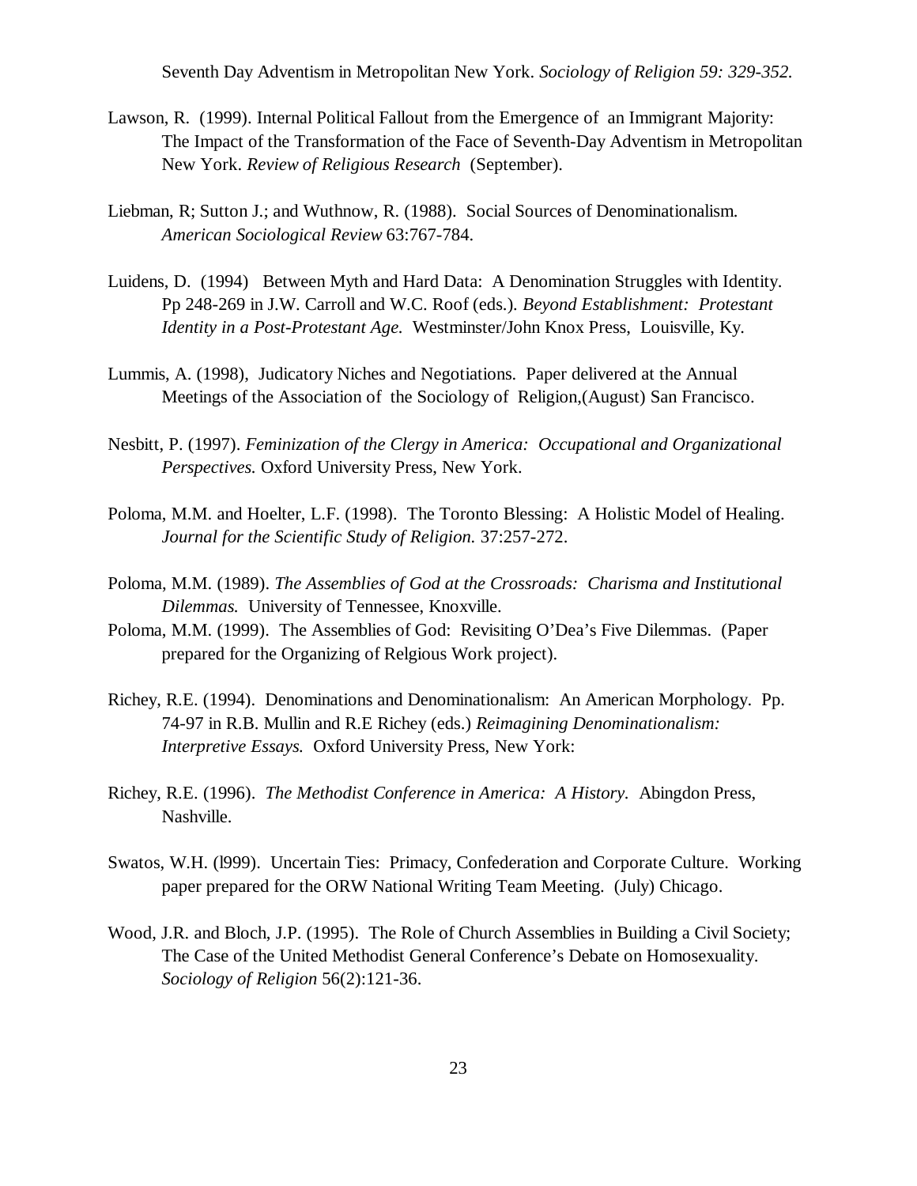Seventh Day Adventism in Metropolitan New York. *Sociology of Religion 59: 329-352.*

Lawson, R. (1999). Internal Political Fallout from the Emergence of an Immigrant Majority: The Impact of the Transformation of the Face of Seventh-Day Adventism in Metropolitan New York. *Review of Religious Research* (September).

Liebman, R; Sutton J.; and Wuthnow, R. (1988). Social Sources of Denominationalism. *American Sociological Review* 63:767-784.

Luidens, D. (1994) Between Myth and Hard Data: A Denomination Struggles with Identity. Pp 248-269 in J.W. Carroll and W.C. Roof (eds.). *Beyond Establishment: Protestant Identity in a Post-Protestant Age.* Westminster/John Knox Press, Louisville, Ky.

Lummis, A. (1998), Judicatory Niches and Negotiations. Paper delivered at the Annual Meetings of the Association of the Sociology of Religion,(August) San Francisco.

Nesbitt, P. (1997). *Feminization of the Clergy in America: Occupational and Organizational Perspectives.* Oxford University Press, New York.

Poloma, M.M. and Hoelter, L.F. (1998). The Toronto Blessing: A Holistic Model of Healing. *Journal for the Scientific Study of Religion.* 37:257-272.

Poloma, M.M. (1989). *The Assemblies of God at the Crossroads: Charisma and Institutional Dilemmas.* University of Tennessee, Knoxville.

Poloma, M.M. (1999). The Assemblies of God: Revisiting O'Dea's Five Dilemmas. (Paper prepared for the Organizing of Relgious Work project).

Richey, R.E. (1994). Denominations and Denominationalism: An American Morphology. Pp. 74-97 in R.B. Mullin and R.E Richey (eds.) *Reimagining Denominationalism: Interpretive Essays.* Oxford University Press, New York:

Richey, R.E. (1996). *The Methodist Conference in America: A History.* Abingdon Press, Nashville.

Swatos, W.H. (l999). Uncertain Ties: Primacy, Confederation and Corporate Culture. Working paper prepared for the ORW National Writing Team Meeting. (July) Chicago.

Wood, J.R. and Bloch, J.P. (1995). The Role of Church Assemblies in Building a Civil Society; The Case of the United Methodist General Conference's Debate on Homosexuality. *Sociology of Religion* 56(2):121-36.